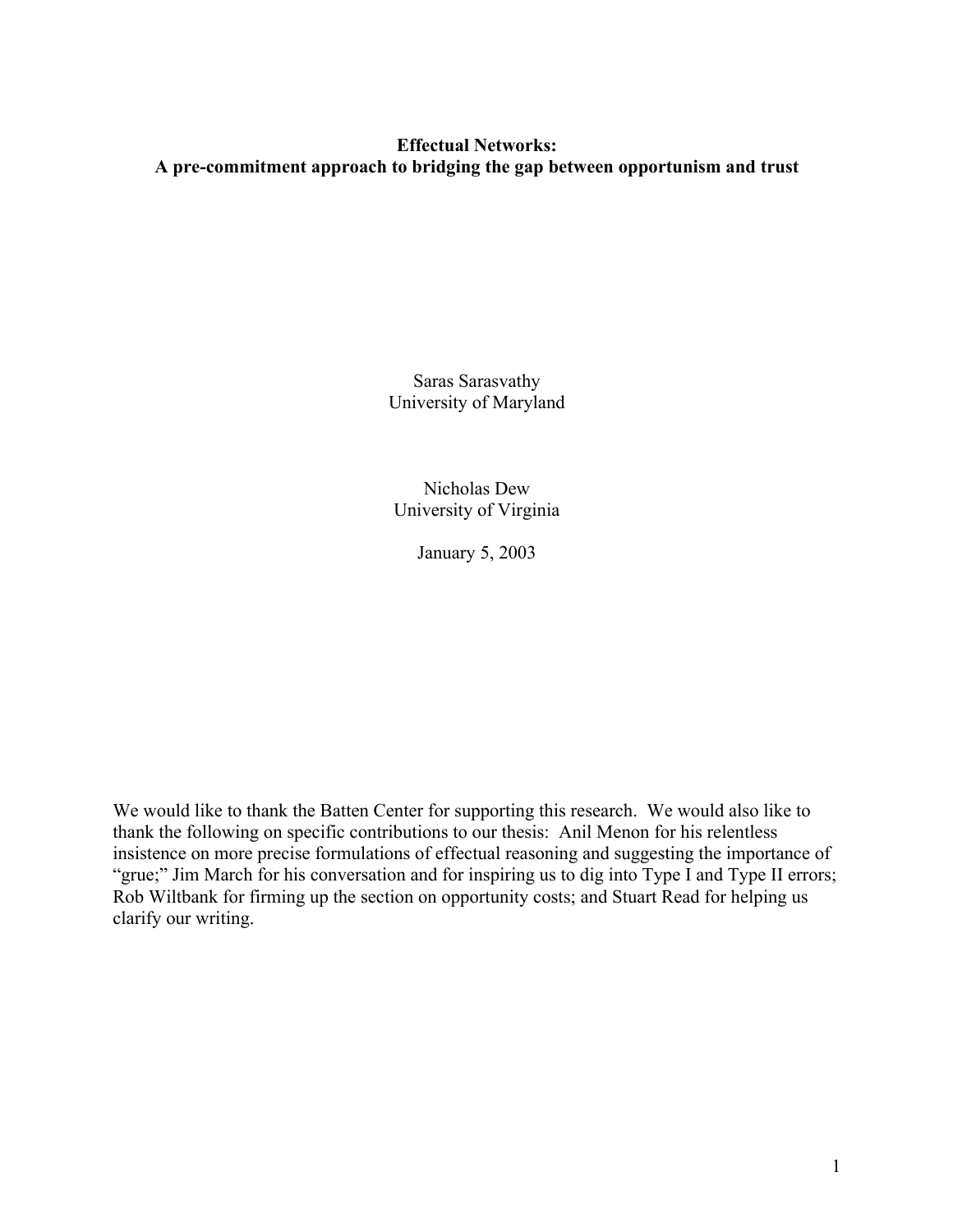# Effectual Networks:
## A pre-commitment approach to bridging the gap between opportunism and trust

Saras Sarasvathy
University of Maryland

Nicholas Dew
University of Virginia

January 5, 2003

We would like to thank the Batten Center for supporting this research. We would also like to thank the following on specific contributions to our thesis: Anil Menon for his relentless insistence on more precise formulations of effectual reasoning and suggesting the importance of "grue;" Jim March for his conversation and for inspiring us to dig into Type I and Type II errors; Rob Wiltbank for firming up the section on opportunity costs; and Stuart Read for helping us clarify our writing.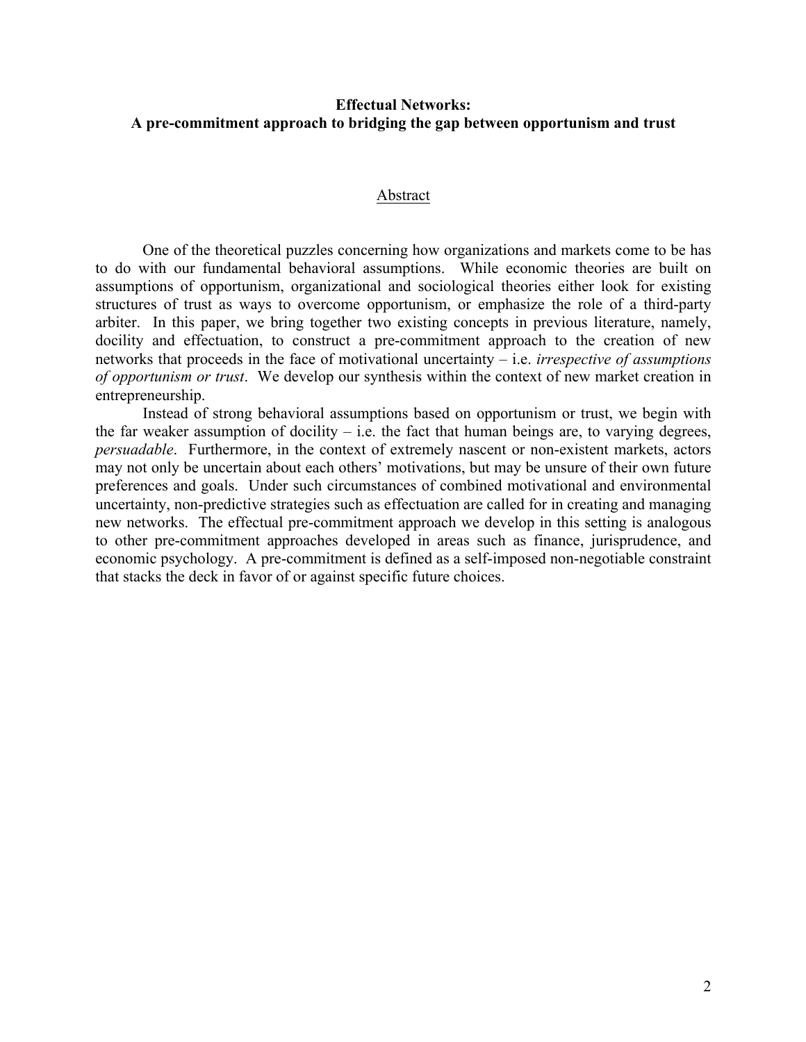**Effectual Networks:**
**A pre-commitment approach to bridging the gap between opportunism and trust**

## Abstract

One of the theoretical puzzles concerning how organizations and markets come to be has to do with our fundamental behavioral assumptions. While economic theories are built on assumptions of opportunism, organizational and sociological theories either look for existing structures of trust as ways to overcome opportunism, or emphasize the role of a third-party arbiter. In this paper, we bring together two existing concepts in previous literature, namely, docility and effectuation, to construct a pre-commitment approach to the creation of new networks that proceeds in the face of motivational uncertainty – i.e. *irrespective of assumptions of opportunism or trust*. We develop our synthesis within the context of new market creation in entrepreneurship.

Instead of strong behavioral assumptions based on opportunism or trust, we begin with the far weaker assumption of docility – i.e. the fact that human beings are, to varying degrees, *persuadable*. Furthermore, in the context of extremely nascent or non-existent markets, actors may not only be uncertain about each others' motivations, but may be unsure of their own future preferences and goals. Under such circumstances of combined motivational and environmental uncertainty, non-predictive strategies such as effectuation are called for in creating and managing new networks. The effectual pre-commitment approach we develop in this setting is analogous to other pre-commitment approaches developed in areas such as finance, jurisprudence, and economic psychology. A pre-commitment is defined as a self-imposed non-negotiable constraint that stacks the deck in favor of or against specific future choices.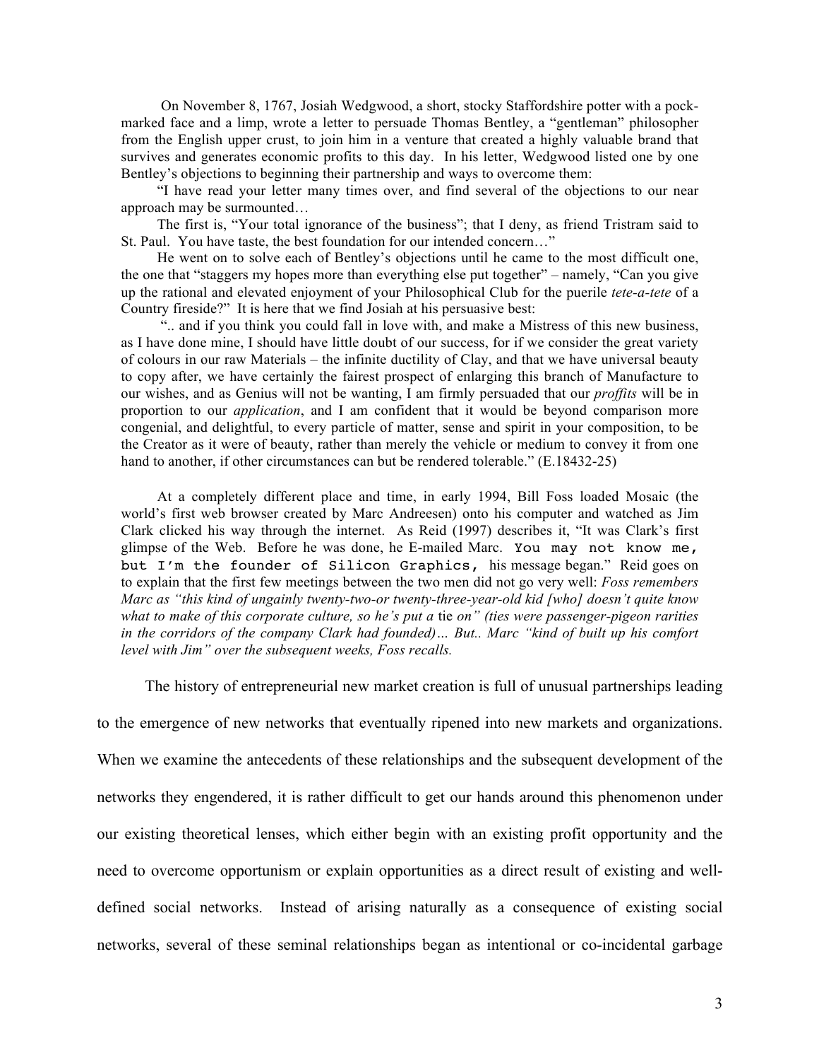On November 8, 1767, Josiah Wedgwood, a short, stocky Staffordshire potter with a pock-marked face and a limp, wrote a letter to persuade Thomas Bentley, a "gentleman" philosopher from the English upper crust, to join him in a venture that created a highly valuable brand that survives and generates economic profits to this day. In his letter, Wedgwood listed one by one Bentley's objections to beginning their partnership and ways to overcome them:

"I have read your letter many times over, and find several of the objections to our near approach may be surmounted…

The first is, "Your total ignorance of the business"; that I deny, as friend Tristram said to St. Paul. You have taste, the best foundation for our intended concern…"

He went on to solve each of Bentley's objections until he came to the most difficult one, the one that "staggers my hopes more than everything else put together" – namely, "Can you give up the rational and elevated enjoyment of your Philosophical Club for the puerile *tete-a-tete* of a Country fireside?" It is here that we find Josiah at his persuasive best:

".. and if you think you could fall in love with, and make a Mistress of this new business, as I have done mine, I should have little doubt of our success, for if we consider the great variety of colours in our raw Materials – the infinite ductility of Clay, and that we have universal beauty to copy after, we have certainly the fairest prospect of enlarging this branch of Manufacture to our wishes, and as Genius will not be wanting, I am firmly persuaded that our *proffits* will be in proportion to our *application*, and I am confident that it would be beyond comparison more congenial, and delightful, to every particle of matter, sense and spirit in your composition, to be the Creator as it were of beauty, rather than merely the vehicle or medium to convey it from one hand to another, if other circumstances can but be rendered tolerable." (E.18432-25)

At a completely different place and time, in early 1994, Bill Foss loaded Mosaic (the world's first web browser created by Marc Andreesen) onto his computer and watched as Jim Clark clicked his way through the internet. As Reid (1997) describes it, "It was Clark's first glimpse of the Web. Before he was done, he E-mailed Marc. `You may not know me, but I'm the founder of Silicon Graphics,` his message began." Reid goes on to explain that the first few meetings between the two men did not go very well: *Foss remembers Marc as "this kind of ungainly twenty-two-or twenty-three-year-old kid [who] doesn't quite know what to make of this corporate culture, so he's put a* tie *on" (ties were passenger-pigeon rarities in the corridors of the company Clark had founded)… But.. Marc "kind of built up his comfort level with Jim" over the subsequent weeks, Foss recalls.*

The history of entrepreneurial new market creation is full of unusual partnerships leading to the emergence of new networks that eventually ripened into new markets and organizations. When we examine the antecedents of these relationships and the subsequent development of the networks they engendered, it is rather difficult to get our hands around this phenomenon under our existing theoretical lenses, which either begin with an existing profit opportunity and the need to overcome opportunism or explain opportunities as a direct result of existing and well-defined social networks. Instead of arising naturally as a consequence of existing social networks, several of these seminal relationships began as intentional or co-incidental garbage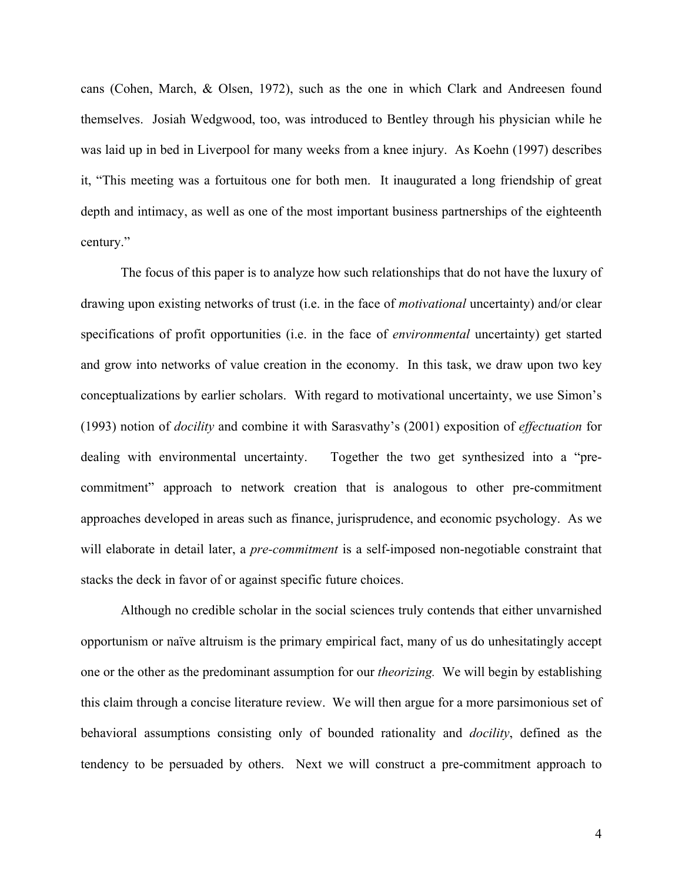cans (Cohen, March, & Olsen, 1972), such as the one in which Clark and Andreesen found themselves. Josiah Wedgwood, too, was introduced to Bentley through his physician while he was laid up in bed in Liverpool for many weeks from a knee injury. As Koehn (1997) describes it, "This meeting was a fortuitous one for both men. It inaugurated a long friendship of great depth and intimacy, as well as one of the most important business partnerships of the eighteenth century."

The focus of this paper is to analyze how such relationships that do not have the luxury of drawing upon existing networks of trust (i.e. in the face of *motivational* uncertainty) and/or clear specifications of profit opportunities (i.e. in the face of *environmental* uncertainty) get started and grow into networks of value creation in the economy. In this task, we draw upon two key conceptualizations by earlier scholars. With regard to motivational uncertainty, we use Simon's (1993) notion of *docility* and combine it with Sarasvathy's (2001) exposition of *effectuation* for dealing with environmental uncertainty. Together the two get synthesized into a "pre-commitment" approach to network creation that is analogous to other pre-commitment approaches developed in areas such as finance, jurisprudence, and economic psychology. As we will elaborate in detail later, a *pre-commitment* is a self-imposed non-negotiable constraint that stacks the deck in favor of or against specific future choices.

Although no credible scholar in the social sciences truly contends that either unvarnished opportunism or naïve altruism is the primary empirical fact, many of us do unhesitatingly accept one or the other as the predominant assumption for our *theorizing.* We will begin by establishing this claim through a concise literature review. We will then argue for a more parsimonious set of behavioral assumptions consisting only of bounded rationality and *docility*, defined as the tendency to be persuaded by others. Next we will construct a pre-commitment approach to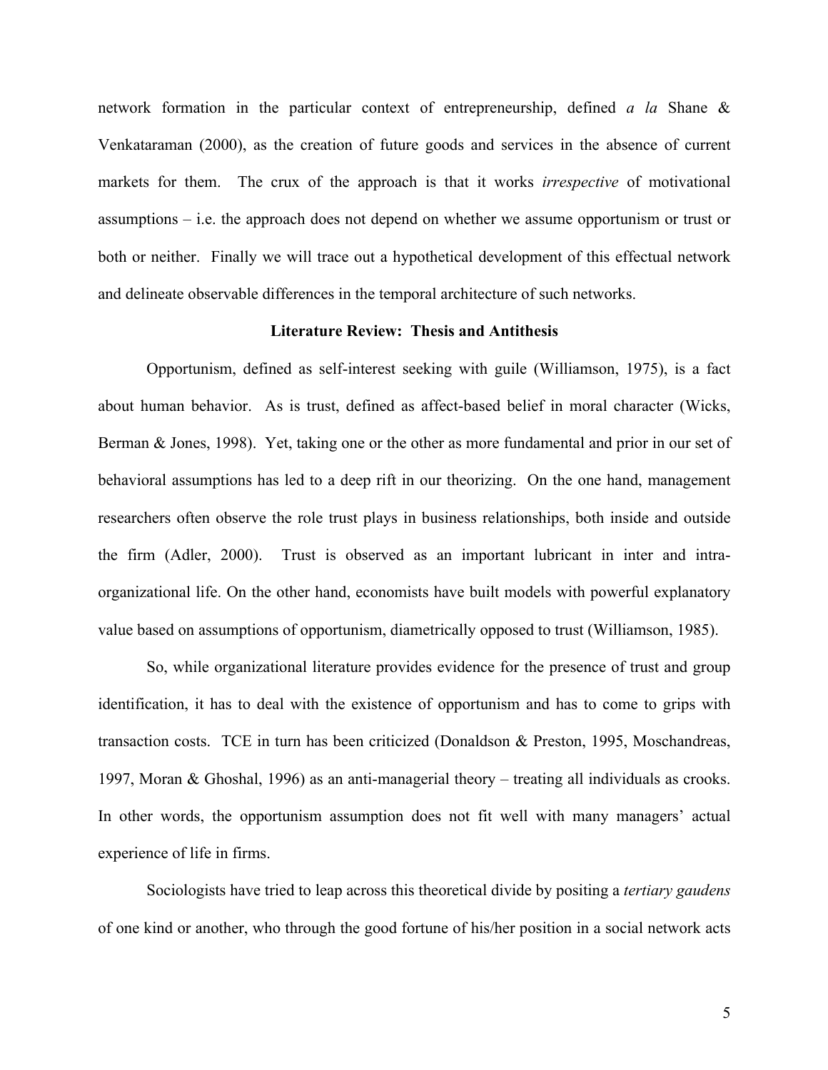network formation in the particular context of entrepreneurship, defined *a la* Shane & Venkataraman (2000), as the creation of future goods and services in the absence of current markets for them. The crux of the approach is that it works *irrespective* of motivational assumptions – i.e. the approach does not depend on whether we assume opportunism or trust or both or neither. Finally we will trace out a hypothetical development of this effectual network and delineate observable differences in the temporal architecture of such networks.

## Literature Review: Thesis and Antithesis

Opportunism, defined as self-interest seeking with guile (Williamson, 1975), is a fact about human behavior. As is trust, defined as affect-based belief in moral character (Wicks, Berman & Jones, 1998). Yet, taking one or the other as more fundamental and prior in our set of behavioral assumptions has led to a deep rift in our theorizing. On the one hand, management researchers often observe the role trust plays in business relationships, both inside and outside the firm (Adler, 2000). Trust is observed as an important lubricant in inter and intra-organizational life. On the other hand, economists have built models with powerful explanatory value based on assumptions of opportunism, diametrically opposed to trust (Williamson, 1985).

So, while organizational literature provides evidence for the presence of trust and group identification, it has to deal with the existence of opportunism and has to come to grips with transaction costs. TCE in turn has been criticized (Donaldson & Preston, 1995, Moschandreas, 1997, Moran & Ghoshal, 1996) as an anti-managerial theory – treating all individuals as crooks. In other words, the opportunism assumption does not fit well with many managers' actual experience of life in firms.

Sociologists have tried to leap across this theoretical divide by positing a *tertiary gaudens* of one kind or another, who through the good fortune of his/her position in a social network acts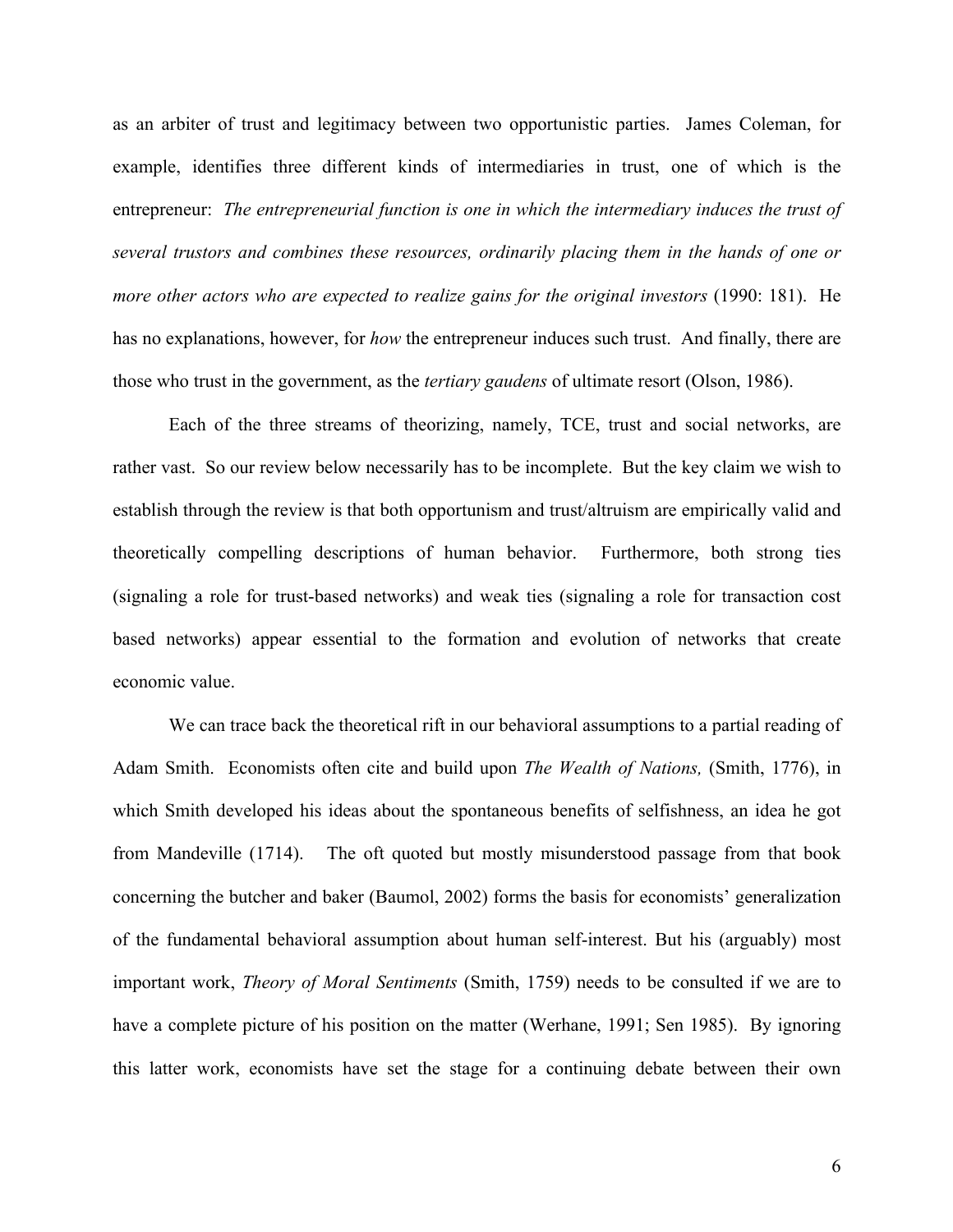as an arbiter of trust and legitimacy between two opportunistic parties. James Coleman, for example, identifies three different kinds of intermediaries in trust, one of which is the entrepreneur: *The entrepreneurial function is one in which the intermediary induces the trust of several trustors and combines these resources, ordinarily placing them in the hands of one or more other actors who are expected to realize gains for the original investors* (1990: 181). He has no explanations, however, for *how* the entrepreneur induces such trust. And finally, there are those who trust in the government, as the *tertiary gaudens* of ultimate resort (Olson, 1986).

Each of the three streams of theorizing, namely, TCE, trust and social networks, are rather vast. So our review below necessarily has to be incomplete. But the key claim we wish to establish through the review is that both opportunism and trust/altruism are empirically valid and theoretically compelling descriptions of human behavior. Furthermore, both strong ties (signaling a role for trust-based networks) and weak ties (signaling a role for transaction cost based networks) appear essential to the formation and evolution of networks that create economic value.

We can trace back the theoretical rift in our behavioral assumptions to a partial reading of Adam Smith. Economists often cite and build upon *The Wealth of Nations,* (Smith, 1776), in which Smith developed his ideas about the spontaneous benefits of selfishness, an idea he got from Mandeville (1714). The oft quoted but mostly misunderstood passage from that book concerning the butcher and baker (Baumol, 2002) forms the basis for economists' generalization of the fundamental behavioral assumption about human self-interest. But his (arguably) most important work, *Theory of Moral Sentiments* (Smith, 1759) needs to be consulted if we are to have a complete picture of his position on the matter (Werhane, 1991; Sen 1985). By ignoring this latter work, economists have set the stage for a continuing debate between their own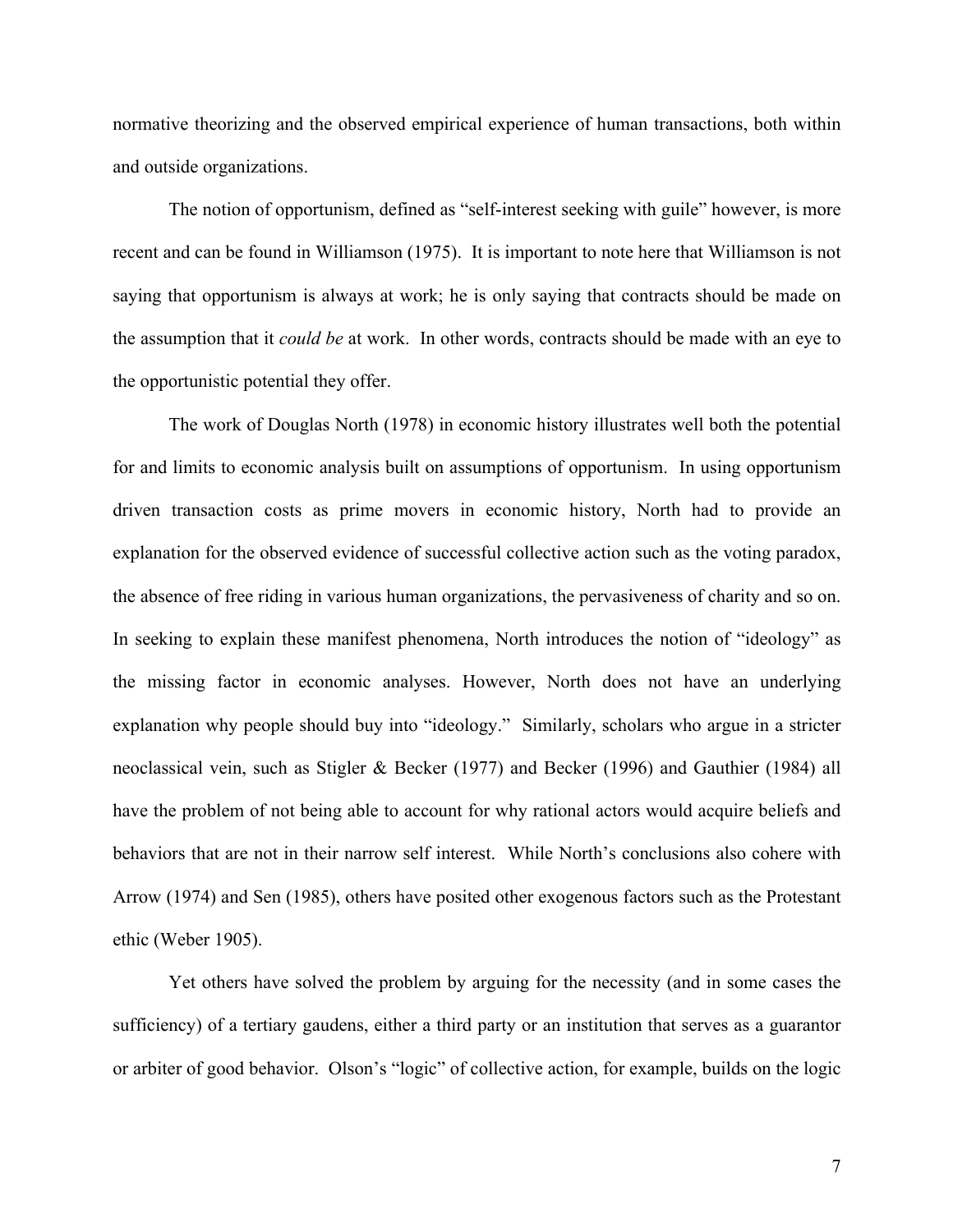normative theorizing and the observed empirical experience of human transactions, both within and outside organizations.

The notion of opportunism, defined as "self-interest seeking with guile" however, is more recent and can be found in Williamson (1975). It is important to note here that Williamson is not saying that opportunism is always at work; he is only saying that contracts should be made on the assumption that it *could be* at work. In other words, contracts should be made with an eye to the opportunistic potential they offer.

The work of Douglas North (1978) in economic history illustrates well both the potential for and limits to economic analysis built on assumptions of opportunism. In using opportunism driven transaction costs as prime movers in economic history, North had to provide an explanation for the observed evidence of successful collective action such as the voting paradox, the absence of free riding in various human organizations, the pervasiveness of charity and so on. In seeking to explain these manifest phenomena, North introduces the notion of "ideology" as the missing factor in economic analyses. However, North does not have an underlying explanation why people should buy into "ideology." Similarly, scholars who argue in a stricter neoclassical vein, such as Stigler & Becker (1977) and Becker (1996) and Gauthier (1984) all have the problem of not being able to account for why rational actors would acquire beliefs and behaviors that are not in their narrow self interest. While North's conclusions also cohere with Arrow (1974) and Sen (1985), others have posited other exogenous factors such as the Protestant ethic (Weber 1905).

Yet others have solved the problem by arguing for the necessity (and in some cases the sufficiency) of a tertiary gaudens, either a third party or an institution that serves as a guarantor or arbiter of good behavior. Olson's "logic" of collective action, for example, builds on the logic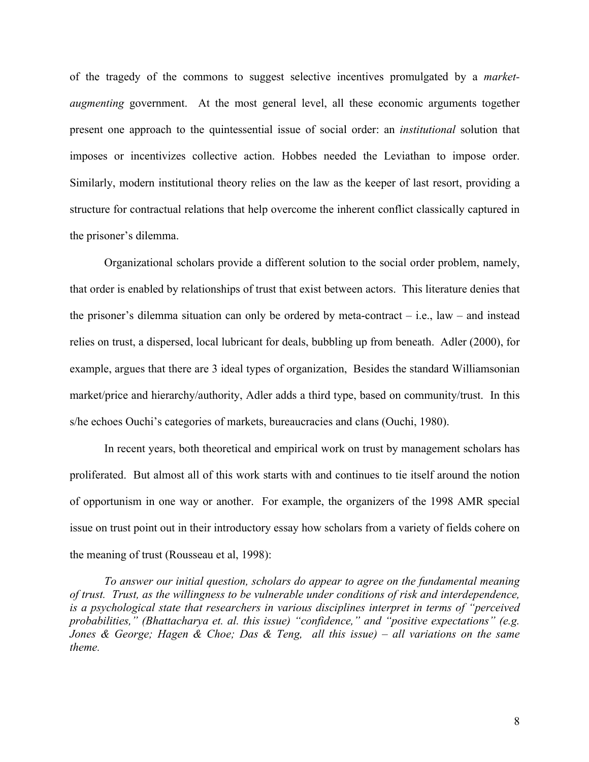of the tragedy of the commons to suggest selective incentives promulgated by a *market-augmenting* government. At the most general level, all these economic arguments together present one approach to the quintessential issue of social order: an *institutional* solution that imposes or incentivizes collective action. Hobbes needed the Leviathan to impose order. Similarly, modern institutional theory relies on the law as the keeper of last resort, providing a structure for contractual relations that help overcome the inherent conflict classically captured in the prisoner's dilemma.

Organizational scholars provide a different solution to the social order problem, namely, that order is enabled by relationships of trust that exist between actors. This literature denies that the prisoner's dilemma situation can only be ordered by meta-contract – i.e., law – and instead relies on trust, a dispersed, local lubricant for deals, bubbling up from beneath. Adler (2000), for example, argues that there are 3 ideal types of organization, Besides the standard Williamsonian market/price and hierarchy/authority, Adler adds a third type, based on community/trust. In this s/he echoes Ouchi's categories of markets, bureaucracies and clans (Ouchi, 1980).

In recent years, both theoretical and empirical work on trust by management scholars has proliferated. But almost all of this work starts with and continues to tie itself around the notion of opportunism in one way or another. For example, the organizers of the 1998 AMR special issue on trust point out in their introductory essay how scholars from a variety of fields cohere on the meaning of trust (Rousseau et al, 1998):

> *To answer our initial question, scholars do appear to agree on the fundamental meaning of trust. Trust, as the willingness to be vulnerable under conditions of risk and interdependence, is a psychological state that researchers in various disciplines interpret in terms of "perceived probabilities," (Bhattacharya et. al. this issue) "confidence," and "positive expectations" (e.g. Jones & George; Hagen & Choe; Das & Teng, all this issue) – all variations on the same theme.*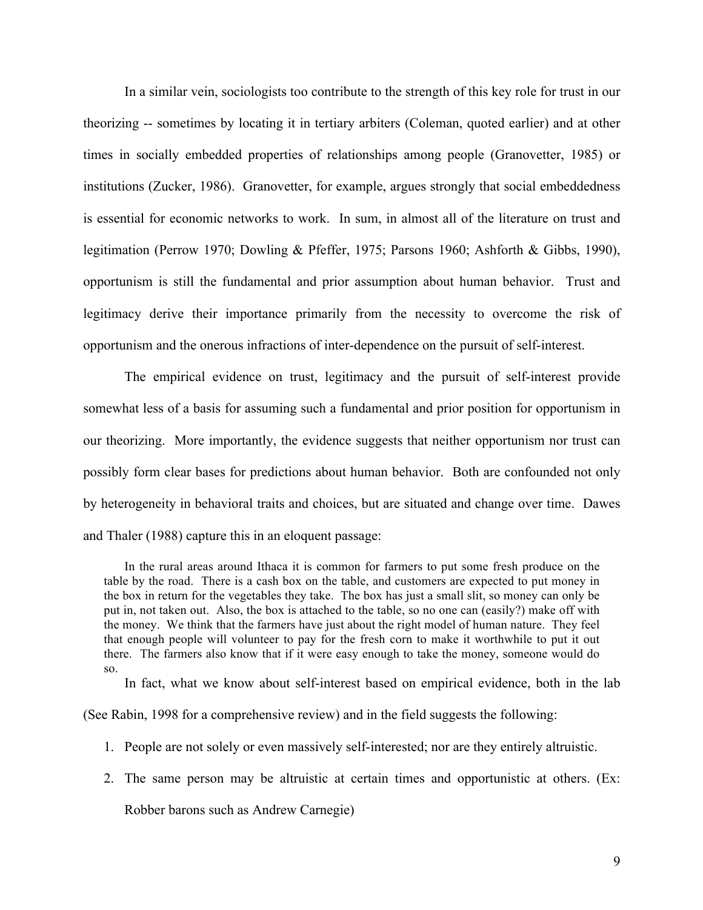In a similar vein, sociologists too contribute to the strength of this key role for trust in our theorizing -- sometimes by locating it in tertiary arbiters (Coleman, quoted earlier) and at other times in socially embedded properties of relationships among people (Granovetter, 1985) or institutions (Zucker, 1986). Granovetter, for example, argues strongly that social embeddedness is essential for economic networks to work. In sum, in almost all of the literature on trust and legitimation (Perrow 1970; Dowling & Pfeffer, 1975; Parsons 1960; Ashforth & Gibbs, 1990), opportunism is still the fundamental and prior assumption about human behavior. Trust and legitimacy derive their importance primarily from the necessity to overcome the risk of opportunism and the onerous infractions of inter-dependence on the pursuit of self-interest.

The empirical evidence on trust, legitimacy and the pursuit of self-interest provide somewhat less of a basis for assuming such a fundamental and prior position for opportunism in our theorizing. More importantly, the evidence suggests that neither opportunism nor trust can possibly form clear bases for predictions about human behavior. Both are confounded not only by heterogeneity in behavioral traits and choices, but are situated and change over time. Dawes and Thaler (1988) capture this in an eloquent passage:

> In the rural areas around Ithaca it is common for farmers to put some fresh produce on the table by the road. There is a cash box on the table, and customers are expected to put money in the box in return for the vegetables they take. The box has just a small slit, so money can only be put in, not taken out. Also, the box is attached to the table, so no one can (easily?) make off with the money. We think that the farmers have just about the right model of human nature. They feel that enough people will volunteer to pay for the fresh corn to make it worthwhile to put it out there. The farmers also know that if it were easy enough to take the money, someone would do so.

In fact, what we know about self-interest based on empirical evidence, both in the lab (See Rabin, 1998 for a comprehensive review) and in the field suggests the following:

1. People are not solely or even massively self-interested; nor are they entirely altruistic.
2. The same person may be altruistic at certain times and opportunistic at others. (Ex: Robber barons such as Andrew Carnegie)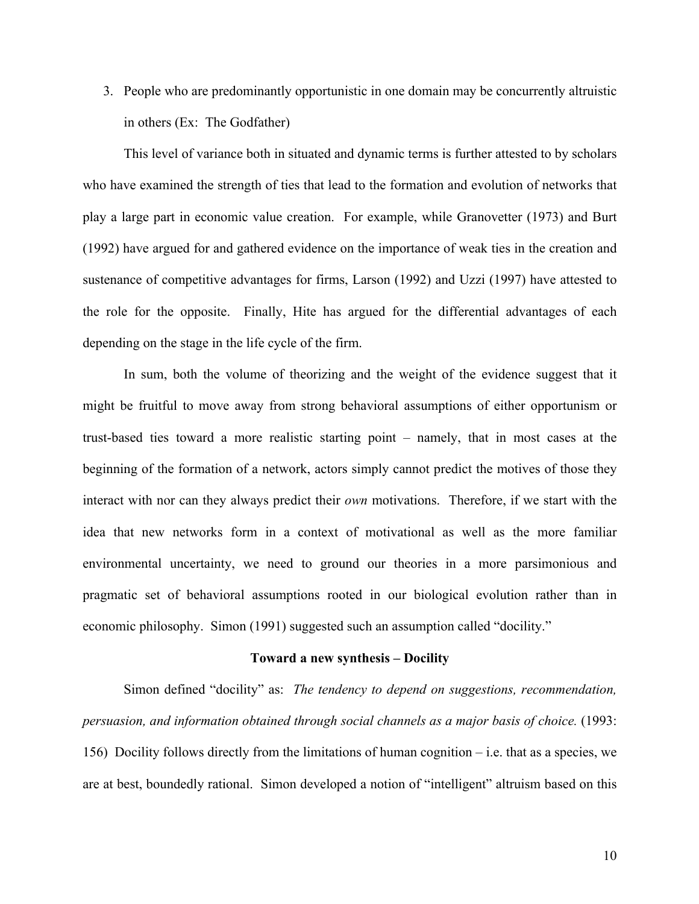3. People who are predominantly opportunistic in one domain may be concurrently altruistic in others (Ex: The Godfather)

This level of variance both in situated and dynamic terms is further attested to by scholars who have examined the strength of ties that lead to the formation and evolution of networks that play a large part in economic value creation. For example, while Granovetter (1973) and Burt (1992) have argued for and gathered evidence on the importance of weak ties in the creation and sustenance of competitive advantages for firms, Larson (1992) and Uzzi (1997) have attested to the role for the opposite. Finally, Hite has argued for the differential advantages of each depending on the stage in the life cycle of the firm.

In sum, both the volume of theorizing and the weight of the evidence suggest that it might be fruitful to move away from strong behavioral assumptions of either opportunism or trust-based ties toward a more realistic starting point – namely, that in most cases at the beginning of the formation of a network, actors simply cannot predict the motives of those they interact with nor can they always predict their *own* motivations. Therefore, if we start with the idea that new networks form in a context of motivational as well as the more familiar environmental uncertainty, we need to ground our theories in a more parsimonious and pragmatic set of behavioral assumptions rooted in our biological evolution rather than in economic philosophy. Simon (1991) suggested such an assumption called "docility."

**Toward a new synthesis – Docility**

Simon defined "docility" as: *The tendency to depend on suggestions, recommendation, persuasion, and information obtained through social channels as a major basis of choice.* (1993: 156) Docility follows directly from the limitations of human cognition – i.e. that as a species, we are at best, boundedly rational. Simon developed a notion of "intelligent" altruism based on this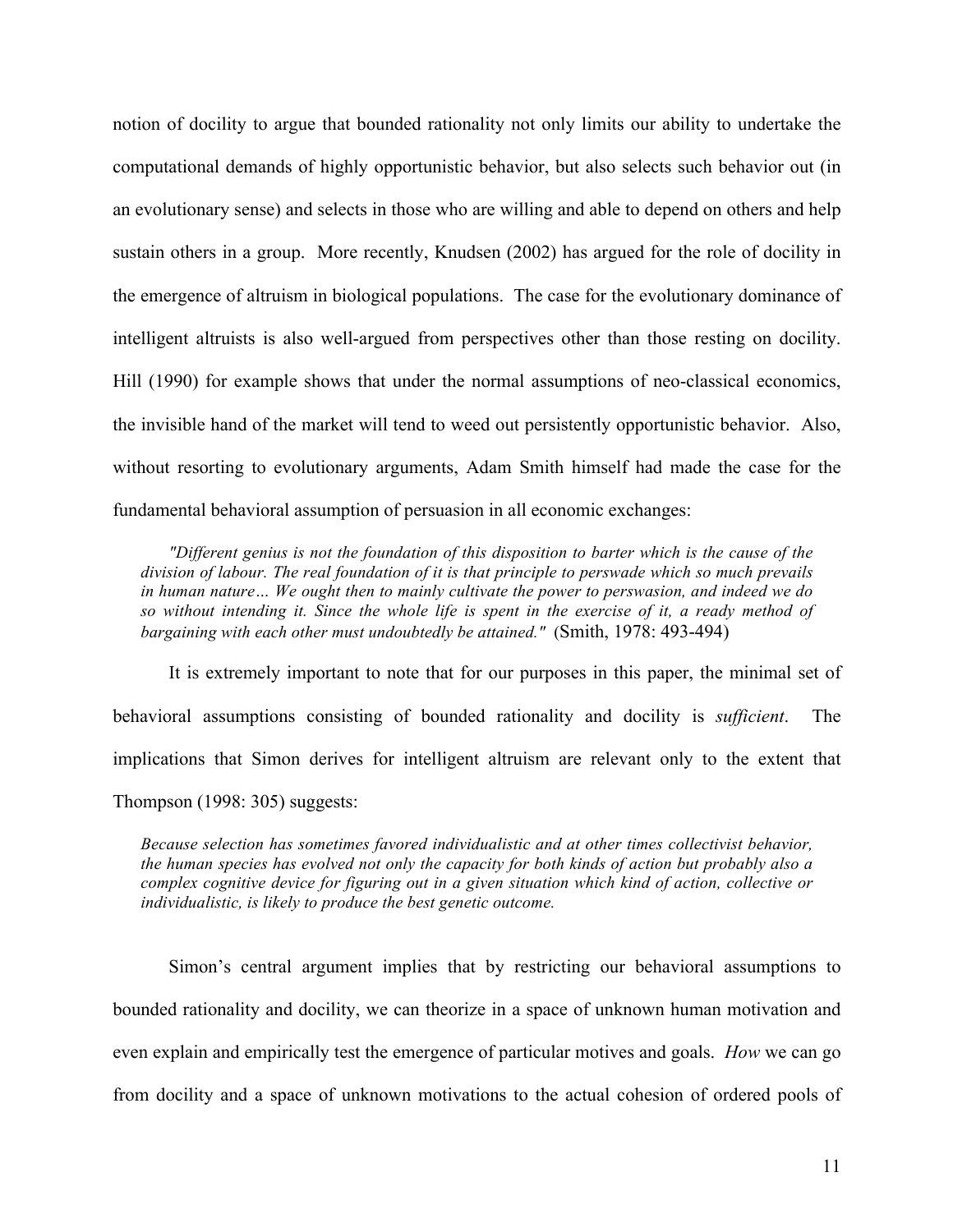notion of docility to argue that bounded rationality not only limits our ability to undertake the computational demands of highly opportunistic behavior, but also selects such behavior out (in an evolutionary sense) and selects in those who are willing and able to depend on others and help sustain others in a group. More recently, Knudsen (2002) has argued for the role of docility in the emergence of altruism in biological populations. The case for the evolutionary dominance of intelligent altruists is also well-argued from perspectives other than those resting on docility. Hill (1990) for example shows that under the normal assumptions of neo-classical economics, the invisible hand of the market will tend to weed out persistently opportunistic behavior. Also, without resorting to evolutionary arguments, Adam Smith himself had made the case for the fundamental behavioral assumption of persuasion in all economic exchanges:

> *"Different genius is not the foundation of this disposition to barter which is the cause of the division of labour. The real foundation of it is that principle to perswade which so much prevails in human nature… We ought then to mainly cultivate the power to perswasion, and indeed we do so without intending it. Since the whole life is spent in the exercise of it, a ready method of bargaining with each other must undoubtedly be attained."* (Smith, 1978: 493-494)

It is extremely important to note that for our purposes in this paper, the minimal set of behavioral assumptions consisting of bounded rationality and docility is *sufficient*. The implications that Simon derives for intelligent altruism are relevant only to the extent that Thompson (1998: 305) suggests:

> *Because selection has sometimes favored individualistic and at other times collectivist behavior, the human species has evolved not only the capacity for both kinds of action but probably also a complex cognitive device for figuring out in a given situation which kind of action, collective or individualistic, is likely to produce the best genetic outcome.*

Simon's central argument implies that by restricting our behavioral assumptions to bounded rationality and docility, we can theorize in a space of unknown human motivation and even explain and empirically test the emergence of particular motives and goals. *How* we can go from docility and a space of unknown motivations to the actual cohesion of ordered pools of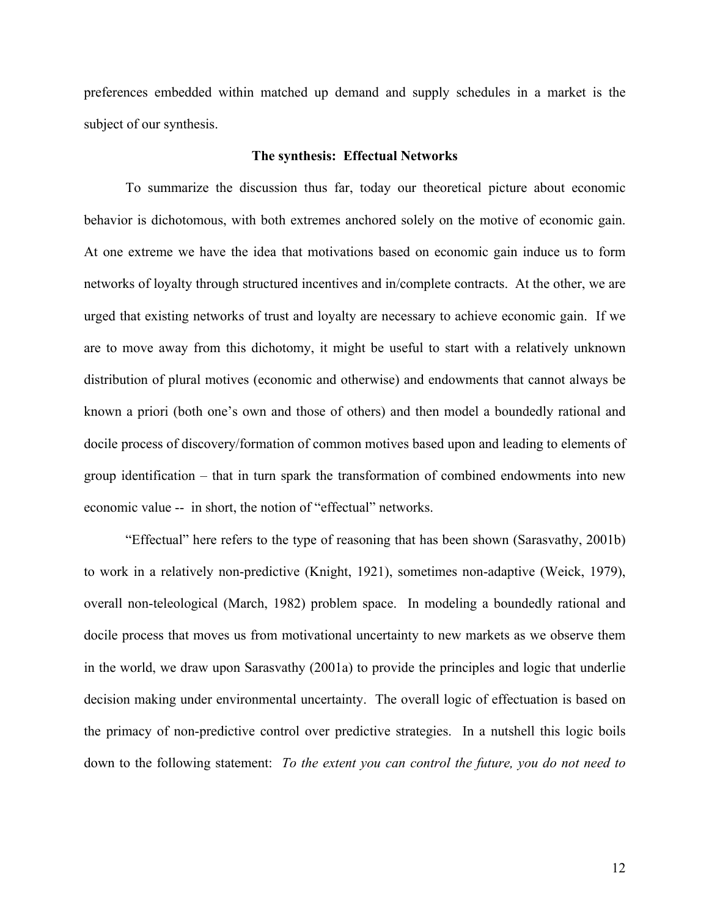preferences embedded within matched up demand and supply schedules in a market is the subject of our synthesis.

## The synthesis: Effectual Networks

To summarize the discussion thus far, today our theoretical picture about economic behavior is dichotomous, with both extremes anchored solely on the motive of economic gain. At one extreme we have the idea that motivations based on economic gain induce us to form networks of loyalty through structured incentives and in/complete contracts. At the other, we are urged that existing networks of trust and loyalty are necessary to achieve economic gain. If we are to move away from this dichotomy, it might be useful to start with a relatively unknown distribution of plural motives (economic and otherwise) and endowments that cannot always be known a priori (both one's own and those of others) and then model a boundedly rational and docile process of discovery/formation of common motives based upon and leading to elements of group identification – that in turn spark the transformation of combined endowments into new economic value -- in short, the notion of "effectual" networks.

"Effectual" here refers to the type of reasoning that has been shown (Sarasvathy, 2001b) to work in a relatively non-predictive (Knight, 1921), sometimes non-adaptive (Weick, 1979), overall non-teleological (March, 1982) problem space. In modeling a boundedly rational and docile process that moves us from motivational uncertainty to new markets as we observe them in the world, we draw upon Sarasvathy (2001a) to provide the principles and logic that underlie decision making under environmental uncertainty. The overall logic of effectuation is based on the primacy of non-predictive control over predictive strategies. In a nutshell this logic boils down to the following statement: *To the extent you can control the future, you do not need to*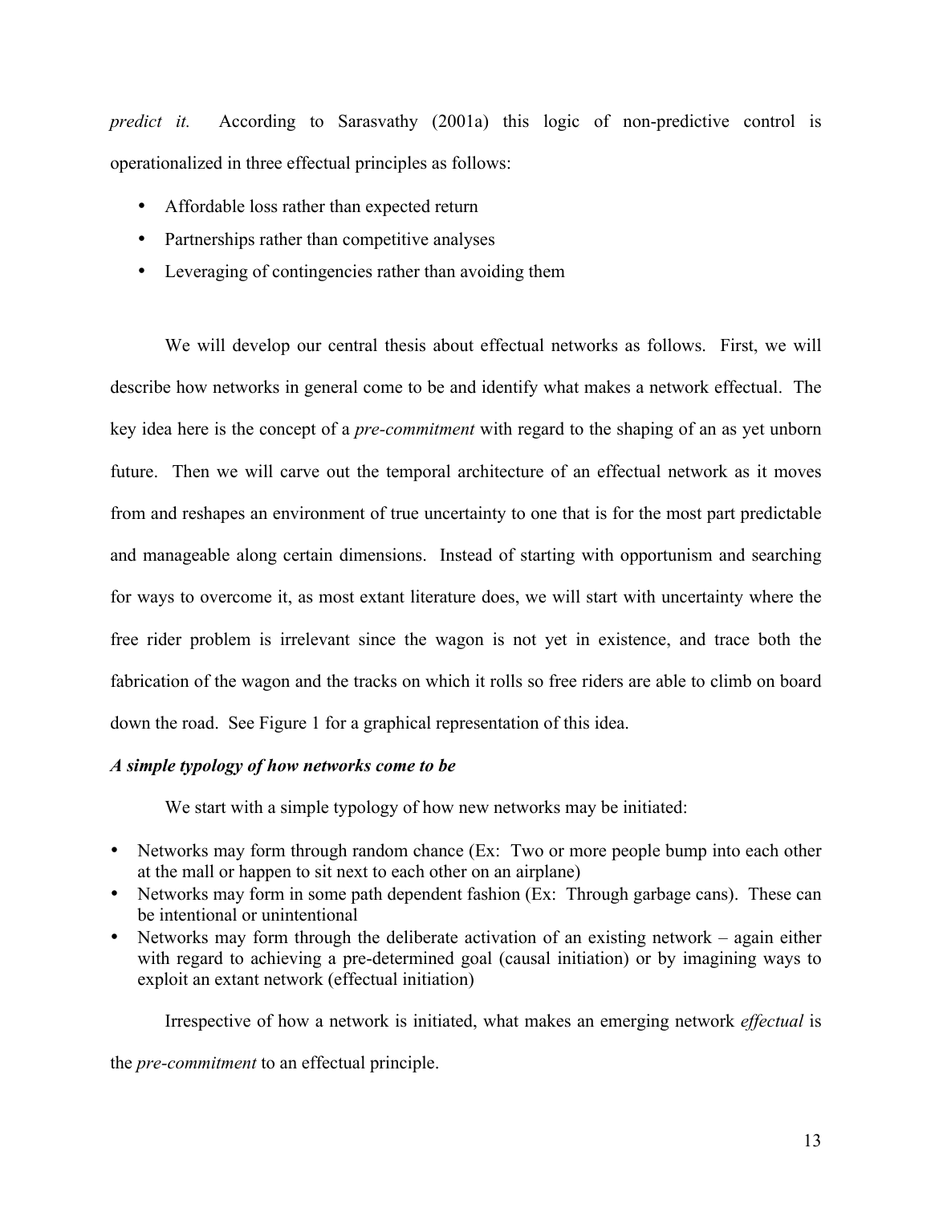*predict it.* According to Sarasvathy (2001a) this logic of non-predictive control is operationalized in three effectual principles as follows:

- Affordable loss rather than expected return
- Partnerships rather than competitive analyses
- Leveraging of contingencies rather than avoiding them

We will develop our central thesis about effectual networks as follows. First, we will describe how networks in general come to be and identify what makes a network effectual. The key idea here is the concept of a *pre-commitment* with regard to the shaping of an as yet unborn future. Then we will carve out the temporal architecture of an effectual network as it moves from and reshapes an environment of true uncertainty to one that is for the most part predictable and manageable along certain dimensions. Instead of starting with opportunism and searching for ways to overcome it, as most extant literature does, we will start with uncertainty where the free rider problem is irrelevant since the wagon is not yet in existence, and trace both the fabrication of the wagon and the tracks on which it rolls so free riders are able to climb on board down the road. See Figure 1 for a graphical representation of this idea.

### *A simple typology of how networks come to be*

We start with a simple typology of how new networks may be initiated:

- Networks may form through random chance (Ex: Two or more people bump into each other at the mall or happen to sit next to each other on an airplane)
- Networks may form in some path dependent fashion (Ex: Through garbage cans). These can be intentional or unintentional
- Networks may form through the deliberate activation of an existing network – again either with regard to achieving a pre-determined goal (causal initiation) or by imagining ways to exploit an extant network (effectual initiation)

Irrespective of how a network is initiated, what makes an emerging network *effectual* is the *pre-commitment* to an effectual principle.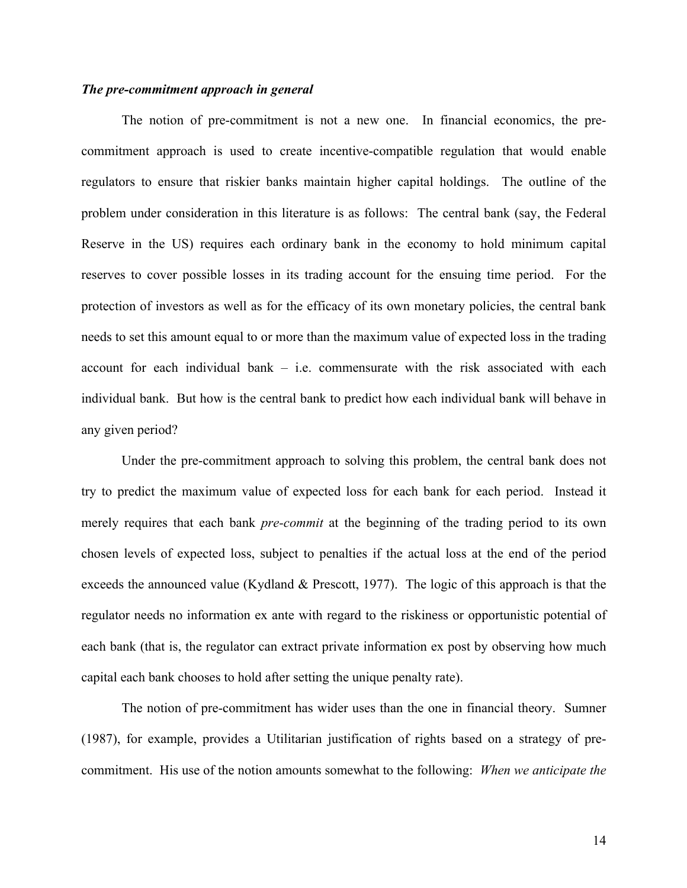***The pre-commitment approach in general***

The notion of pre-commitment is not a new one. In financial economics, the pre-commitment approach is used to create incentive-compatible regulation that would enable regulators to ensure that riskier banks maintain higher capital holdings. The outline of the problem under consideration in this literature is as follows: The central bank (say, the Federal Reserve in the US) requires each ordinary bank in the economy to hold minimum capital reserves to cover possible losses in its trading account for the ensuing time period. For the protection of investors as well as for the efficacy of its own monetary policies, the central bank needs to set this amount equal to or more than the maximum value of expected loss in the trading account for each individual bank – i.e. commensurate with the risk associated with each individual bank. But how is the central bank to predict how each individual bank will behave in any given period?

Under the pre-commitment approach to solving this problem, the central bank does not try to predict the maximum value of expected loss for each bank for each period. Instead it merely requires that each bank *pre-commit* at the beginning of the trading period to its own chosen levels of expected loss, subject to penalties if the actual loss at the end of the period exceeds the announced value (Kydland & Prescott, 1977). The logic of this approach is that the regulator needs no information ex ante with regard to the riskiness or opportunistic potential of each bank (that is, the regulator can extract private information ex post by observing how much capital each bank chooses to hold after setting the unique penalty rate).

The notion of pre-commitment has wider uses than the one in financial theory. Sumner (1987), for example, provides a Utilitarian justification of rights based on a strategy of pre-commitment. His use of the notion amounts somewhat to the following: *When we anticipate the*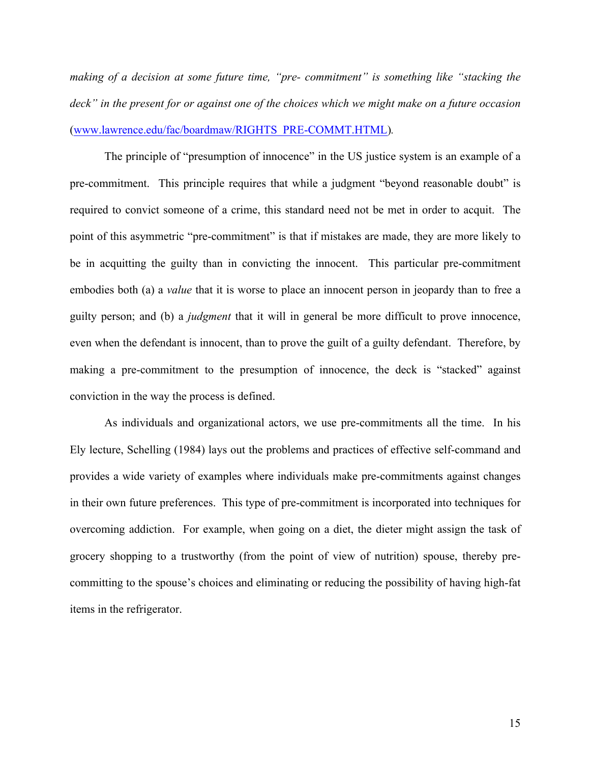*making of a decision at some future time, "pre- commitment" is something like "stacking the deck" in the present for or against one of the choices which we might make on a future occasion* (www.lawrence.edu/fac/boardmaw/RIGHTS_PRE-COMMT.HTML).

The principle of "presumption of innocence" in the US justice system is an example of a pre-commitment. This principle requires that while a judgment "beyond reasonable doubt" is required to convict someone of a crime, this standard need not be met in order to acquit. The point of this asymmetric "pre-commitment" is that if mistakes are made, they are more likely to be in acquitting the guilty than in convicting the innocent. This particular pre-commitment embodies both (a) a *value* that it is worse to place an innocent person in jeopardy than to free a guilty person; and (b) a *judgment* that it will in general be more difficult to prove innocence, even when the defendant is innocent, than to prove the guilt of a guilty defendant. Therefore, by making a pre-commitment to the presumption of innocence, the deck is "stacked" against conviction in the way the process is defined.

As individuals and organizational actors, we use pre-commitments all the time. In his Ely lecture, Schelling (1984) lays out the problems and practices of effective self-command and provides a wide variety of examples where individuals make pre-commitments against changes in their own future preferences. This type of pre-commitment is incorporated into techniques for overcoming addiction. For example, when going on a diet, the dieter might assign the task of grocery shopping to a trustworthy (from the point of view of nutrition) spouse, thereby pre-committing to the spouse's choices and eliminating or reducing the possibility of having high-fat items in the refrigerator.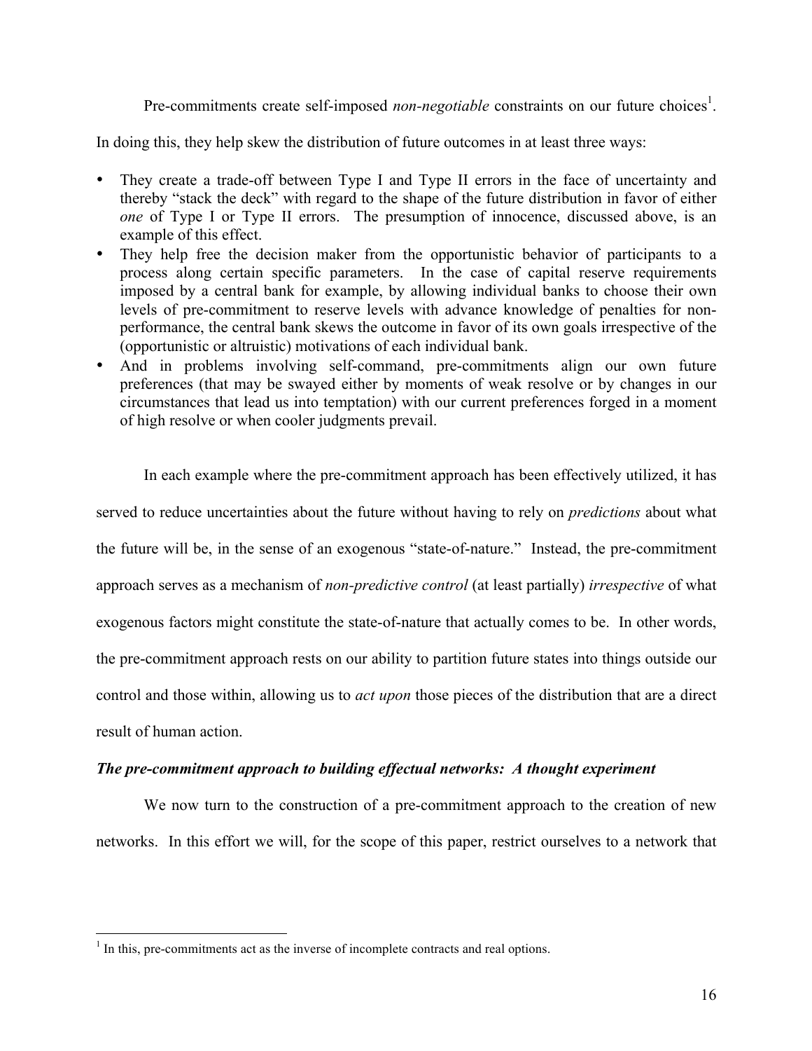Pre-commitments create self-imposed *non-negotiable* constraints on our future choices[1].

In doing this, they help skew the distribution of future outcomes in at least three ways:

- They create a trade-off between Type I and Type II errors in the face of uncertainty and thereby "stack the deck" with regard to the shape of the future distribution in favor of either *one* of Type I or Type II errors. The presumption of innocence, discussed above, is an example of this effect.
- They help free the decision maker from the opportunistic behavior of participants to a process along certain specific parameters. In the case of capital reserve requirements imposed by a central bank for example, by allowing individual banks to choose their own levels of pre-commitment to reserve levels with advance knowledge of penalties for non-performance, the central bank skews the outcome in favor of its own goals irrespective of the (opportunistic or altruistic) motivations of each individual bank.
- And in problems involving self-command, pre-commitments align our own future preferences (that may be swayed either by moments of weak resolve or by changes in our circumstances that lead us into temptation) with our current preferences forged in a moment of high resolve or when cooler judgments prevail.

In each example where the pre-commitment approach has been effectively utilized, it has served to reduce uncertainties about the future without having to rely on *predictions* about what the future will be, in the sense of an exogenous "state-of-nature." Instead, the pre-commitment approach serves as a mechanism of *non-predictive control* (at least partially) *irrespective* of what exogenous factors might constitute the state-of-nature that actually comes to be. In other words, the pre-commitment approach rests on our ability to partition future states into things outside our control and those within, allowing us to *act upon* those pieces of the distribution that are a direct result of human action.

***The pre-commitment approach to building effectual networks: A thought experiment***

We now turn to the construction of a pre-commitment approach to the creation of new networks. In this effort we will, for the scope of this paper, restrict ourselves to a network that

[1] In this, pre-commitments act as the inverse of incomplete contracts and real options.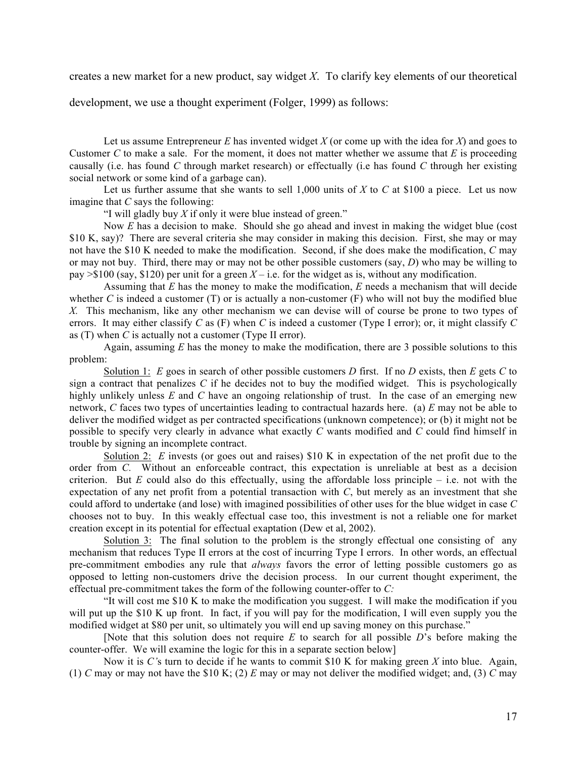creates a new market for a new product, say widget *X*. To clarify key elements of our theoretical development, we use a thought experiment (Folger, 1999) as follows:

Let us assume Entrepreneur *E* has invented widget *X* (or come up with the idea for *X*) and goes to Customer *C* to make a sale. For the moment, it does not matter whether we assume that *E* is proceeding causally (i.e. has found *C* through market research) or effectually (i.e has found *C* through her existing social network or some kind of a garbage can).

Let us further assume that she wants to sell 1,000 units of *X* to *C* at $100 a piece. Let us now imagine that *C* says the following:

"I will gladly buy *X* if only it were blue instead of green."

Now *E* has a decision to make. Should she go ahead and invest in making the widget blue (cost $10 K, say)? There are several criteria she may consider in making this decision. First, she may or may not have the $10 K needed to make the modification. Second, if she does make the modification, *C* may or may not buy. Third, there may or may not be other possible customers (say, *D*) who may be willing to pay >$100 (say, $120) per unit for a green *X* – i.e. for the widget as is, without any modification.

Assuming that *E* has the money to make the modification, *E* needs a mechanism that will decide whether *C* is indeed a customer (T) or is actually a non-customer (F) who will not buy the modified blue *X*. This mechanism, like any other mechanism we can devise will of course be prone to two types of errors. It may either classify *C* as (F) when *C* is indeed a customer (Type I error); or, it might classify *C* as (T) when *C* is actually not a customer (Type II error).

Again, assuming *E* has the money to make the modification, there are 3 possible solutions to this problem:

Solution 1: *E* goes in search of other possible customers *D* first. If no *D* exists, then *E* gets *C* to sign a contract that penalizes *C* if he decides not to buy the modified widget. This is psychologically highly unlikely unless *E* and *C* have an ongoing relationship of trust. In the case of an emerging new network, *C* faces two types of uncertainties leading to contractual hazards here. (a) *E* may not be able to deliver the modified widget as per contracted specifications (unknown competence); or (b) it might not be possible to specify very clearly in advance what exactly *C* wants modified and *C* could find himself in trouble by signing an incomplete contract.

Solution 2: *E* invests (or goes out and raises) $10 K in expectation of the net profit due to the order from *C*. Without an enforceable contract, this expectation is unreliable at best as a decision criterion. But *E* could also do this effectually, using the affordable loss principle – i.e. not with the expectation of any net profit from a potential transaction with *C*, but merely as an investment that she could afford to undertake (and lose) with imagined possibilities of other uses for the blue widget in case *C* chooses not to buy. In this weakly effectual case too, this investment is not a reliable one for market creation except in its potential for effectual exaptation (Dew et al, 2002).

Solution 3: The final solution to the problem is the strongly effectual one consisting of any mechanism that reduces Type II errors at the cost of incurring Type I errors. In other words, an effectual pre-commitment embodies any rule that *always* favors the error of letting possible customers go as opposed to letting non-customers drive the decision process. In our current thought experiment, the effectual pre-commitment takes the form of the following counter-offer to *C:*

"It will cost me $10 K to make the modification you suggest. I will make the modification if you will put up the $10 K up front. In fact, if you will pay for the modification, I will even supply you the modified widget at $80 per unit, so ultimately you will end up saving money on this purchase."

[Note that this solution does not require *E* to search for all possible *D*'s before making the counter-offer. We will examine the logic for this in a separate section below]

Now it is *C'*s turn to decide if he wants to commit $10 K for making green *X* into blue. Again, (1) *C* may or may not have the $10 K; (2) *E* may or may not deliver the modified widget; and, (3) *C* may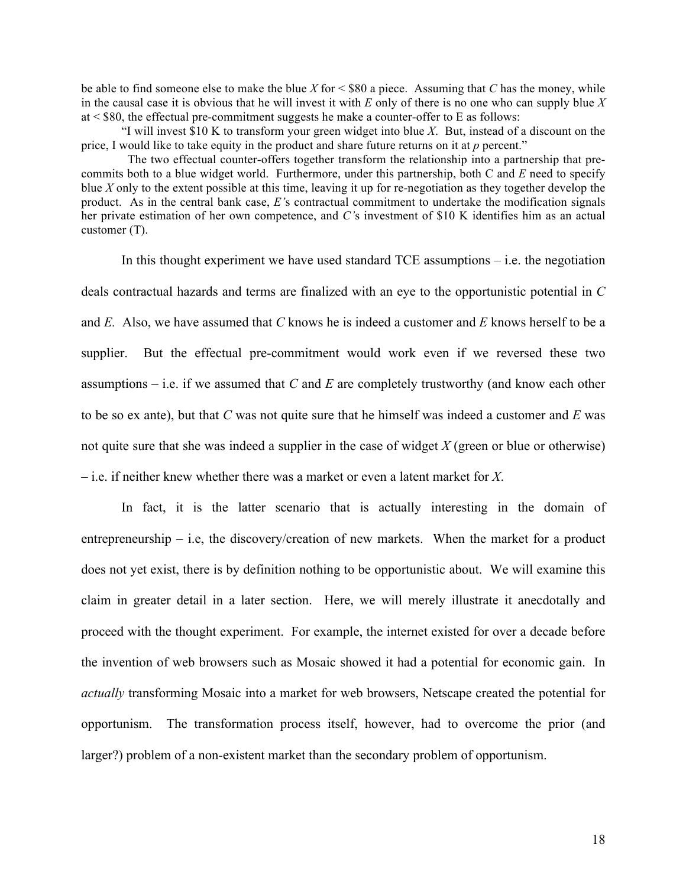be able to find someone else to make the blue *X* for < $80 a piece. Assuming that *C* has the money, while in the causal case it is obvious that he will invest it with *E* only of there is no one who can supply blue *X* at < $80, the effectual pre-commitment suggests he make a counter-offer to E as follows:

> "I will invest $10 K to transform your green widget into blue *X*. But, instead of a discount on the price, I would like to take equity in the product and share future returns on it at *p* percent."

The two effectual counter-offers together transform the relationship into a partnership that pre-commits both to a blue widget world. Furthermore, under this partnership, both C and *E* need to specify blue *X* only to the extent possible at this time, leaving it up for re-negotiation as they together develop the product. As in the central bank case, *E'*s contractual commitment to undertake the modification signals her private estimation of her own competence, and *C'*s investment of $10 K identifies him as an actual customer (T).

In this thought experiment we have used standard TCE assumptions – i.e. the negotiation deals contractual hazards and terms are finalized with an eye to the opportunistic potential in *C* and *E*. Also, we have assumed that *C* knows he is indeed a customer and *E* knows herself to be a supplier. But the effectual pre-commitment would work even if we reversed these two assumptions – i.e. if we assumed that *C* and *E* are completely trustworthy (and know each other to be so ex ante), but that *C* was not quite sure that he himself was indeed a customer and *E* was not quite sure that she was indeed a supplier in the case of widget *X* (green or blue or otherwise) – i.e. if neither knew whether there was a market or even a latent market for *X*.

In fact, it is the latter scenario that is actually interesting in the domain of entrepreneurship – i.e, the discovery/creation of new markets. When the market for a product does not yet exist, there is by definition nothing to be opportunistic about. We will examine this claim in greater detail in a later section. Here, we will merely illustrate it anecdotally and proceed with the thought experiment. For example, the internet existed for over a decade before the invention of web browsers such as Mosaic showed it had a potential for economic gain. In *actually* transforming Mosaic into a market for web browsers, Netscape created the potential for opportunism. The transformation process itself, however, had to overcome the prior (and larger?) problem of a non-existent market than the secondary problem of opportunism.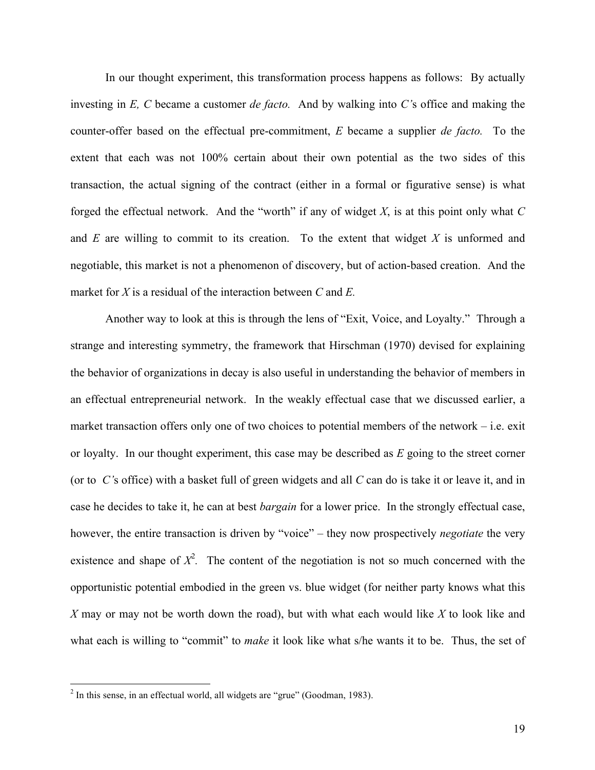In our thought experiment, this transformation process happens as follows: By actually investing in *E, C* became a customer *de facto.* And by walking into *C's* office and making the counter-offer based on the effectual pre-commitment, *E* became a supplier *de facto.* To the extent that each was not 100% certain about their own potential as the two sides of this transaction, the actual signing of the contract (either in a formal or figurative sense) is what forged the effectual network. And the "worth" if any of widget *X*, is at this point only what *C* and *E* are willing to commit to its creation. To the extent that widget *X* is unformed and negotiable, this market is not a phenomenon of discovery, but of action-based creation. And the market for *X* is a residual of the interaction between *C* and *E.*

Another way to look at this is through the lens of "Exit, Voice, and Loyalty." Through a strange and interesting symmetry, the framework that Hirschman (1970) devised for explaining the behavior of organizations in decay is also useful in understanding the behavior of members in an effectual entrepreneurial network. In the weakly effectual case that we discussed earlier, a market transaction offers only one of two choices to potential members of the network – i.e. exit or loyalty. In our thought experiment, this case may be described as *E* going to the street corner (or to *C's* office) with a basket full of green widgets and all *C* can do is take it or leave it, and in case he decides to take it, he can at best *bargain* for a lower price. In the strongly effectual case, however, the entire transaction is driven by "voice" – they now prospectively *negotiate* the very existence and shape of *X*[2]. The content of the negotiation is not so much concerned with the opportunistic potential embodied in the green vs. blue widget (for neither party knows what this *X* may or may not be worth down the road), but with what each would like *X* to look like and what each is willing to "commit" to *make* it look like what s/he wants it to be. Thus, the set of

---

[2] In this sense, in an effectual world, all widgets are "grue" (Goodman, 1983).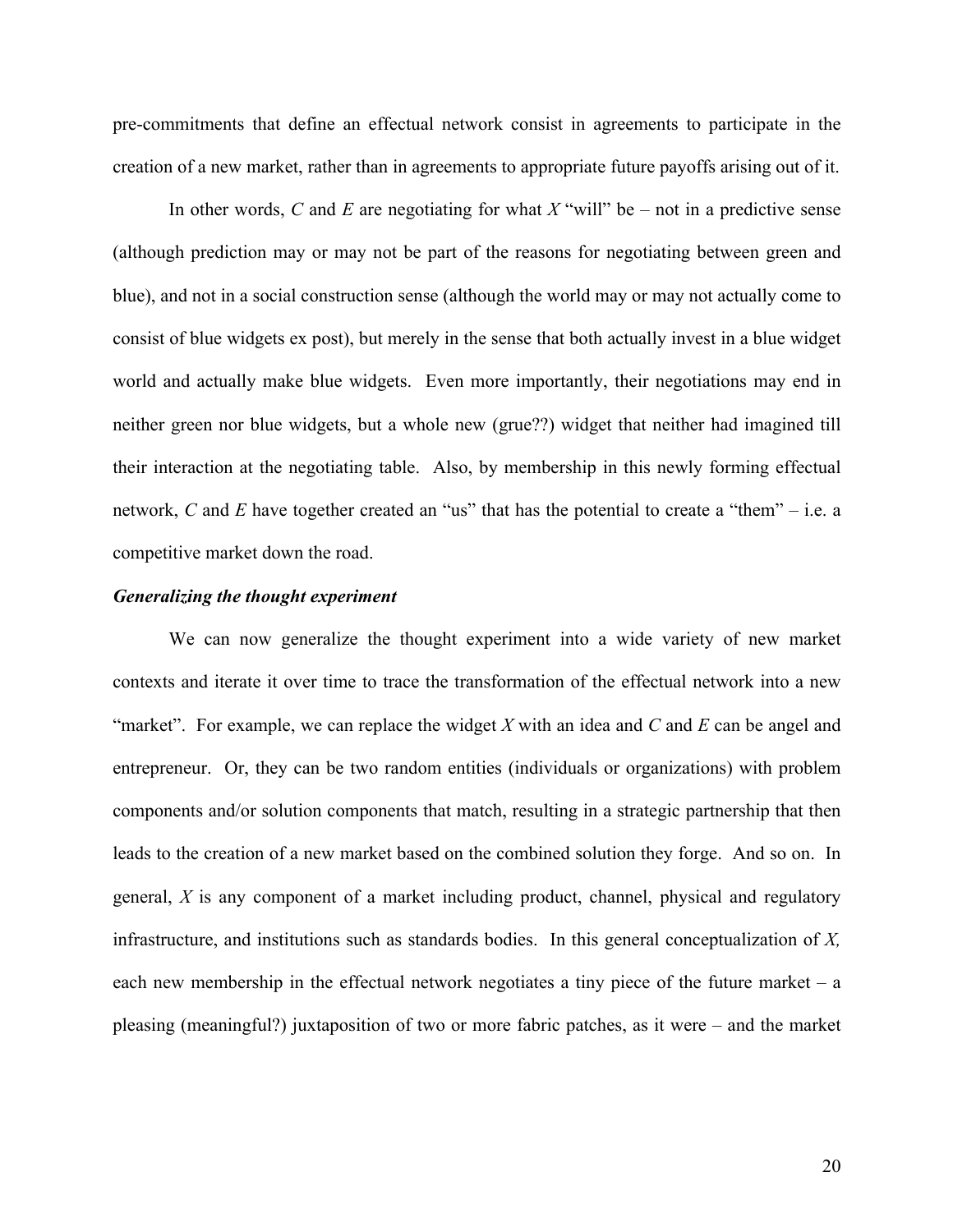pre-commitments that define an effectual network consist in agreements to participate in the creation of a new market, rather than in agreements to appropriate future payoffs arising out of it.

In other words, $C$ and $E$ are negotiating for what $X$ "will" be – not in a predictive sense (although prediction may or may not be part of the reasons for negotiating between green and blue), and not in a social construction sense (although the world may or may not actually come to consist of blue widgets ex post), but merely in the sense that both actually invest in a blue widget world and actually make blue widgets. Even more importantly, their negotiations may end in neither green nor blue widgets, but a whole new (grue??) widget that neither had imagined till their interaction at the negotiating table. Also, by membership in this newly forming effectual network, $C$ and $E$ have together created an "us" that has the potential to create a "them" – i.e. a competitive market down the road.

***Generalizing the thought experiment***

We can now generalize the thought experiment into a wide variety of new market contexts and iterate it over time to trace the transformation of the effectual network into a new "market". For example, we can replace the widget $X$ with an idea and $C$ and $E$ can be angel and entrepreneur. Or, they can be two random entities (individuals or organizations) with problem components and/or solution components that match, resulting in a strategic partnership that then leads to the creation of a new market based on the combined solution they forge. And so on. In general, $X$ is any component of a market including product, channel, physical and regulatory infrastructure, and institutions such as standards bodies. In this general conceptualization of $X$, each new membership in the effectual network negotiates a tiny piece of the future market – a pleasing (meaningful?) juxtaposition of two or more fabric patches, as it were – and the market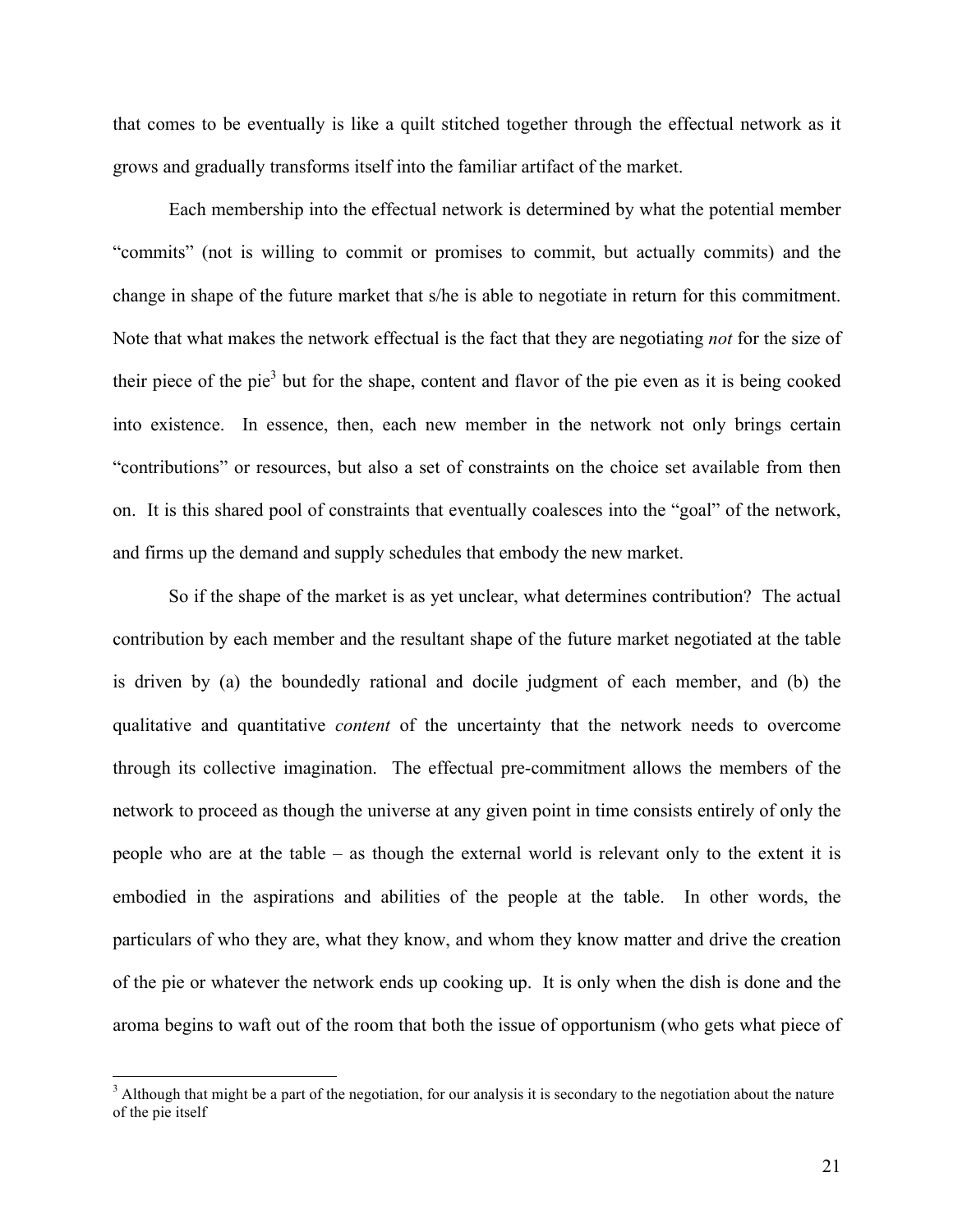that comes to be eventually is like a quilt stitched together through the effectual network as it grows and gradually transforms itself into the familiar artifact of the market.

Each membership into the effectual network is determined by what the potential member "commits" (not is willing to commit or promises to commit, but actually commits) and the change in shape of the future market that s/he is able to negotiate in return for this commitment. Note that what makes the network effectual is the fact that they are negotiating *not* for the size of their piece of the pie[3] but for the shape, content and flavor of the pie even as it is being cooked into existence. In essence, then, each new member in the network not only brings certain "contributions" or resources, but also a set of constraints on the choice set available from then on. It is this shared pool of constraints that eventually coalesces into the "goal" of the network, and firms up the demand and supply schedules that embody the new market.

So if the shape of the market is as yet unclear, what determines contribution? The actual contribution by each member and the resultant shape of the future market negotiated at the table is driven by (a) the boundedly rational and docile judgment of each member, and (b) the qualitative and quantitative *content* of the uncertainty that the network needs to overcome through its collective imagination. The effectual pre-commitment allows the members of the network to proceed as though the universe at any given point in time consists entirely of only the people who are at the table – as though the external world is relevant only to the extent it is embodied in the aspirations and abilities of the people at the table. In other words, the particulars of who they are, what they know, and whom they know matter and drive the creation of the pie or whatever the network ends up cooking up. It is only when the dish is done and the aroma begins to waft out of the room that both the issue of opportunism (who gets what piece of

[3] Although that might be a part of the negotiation, for our analysis it is secondary to the negotiation about the nature of the pie itself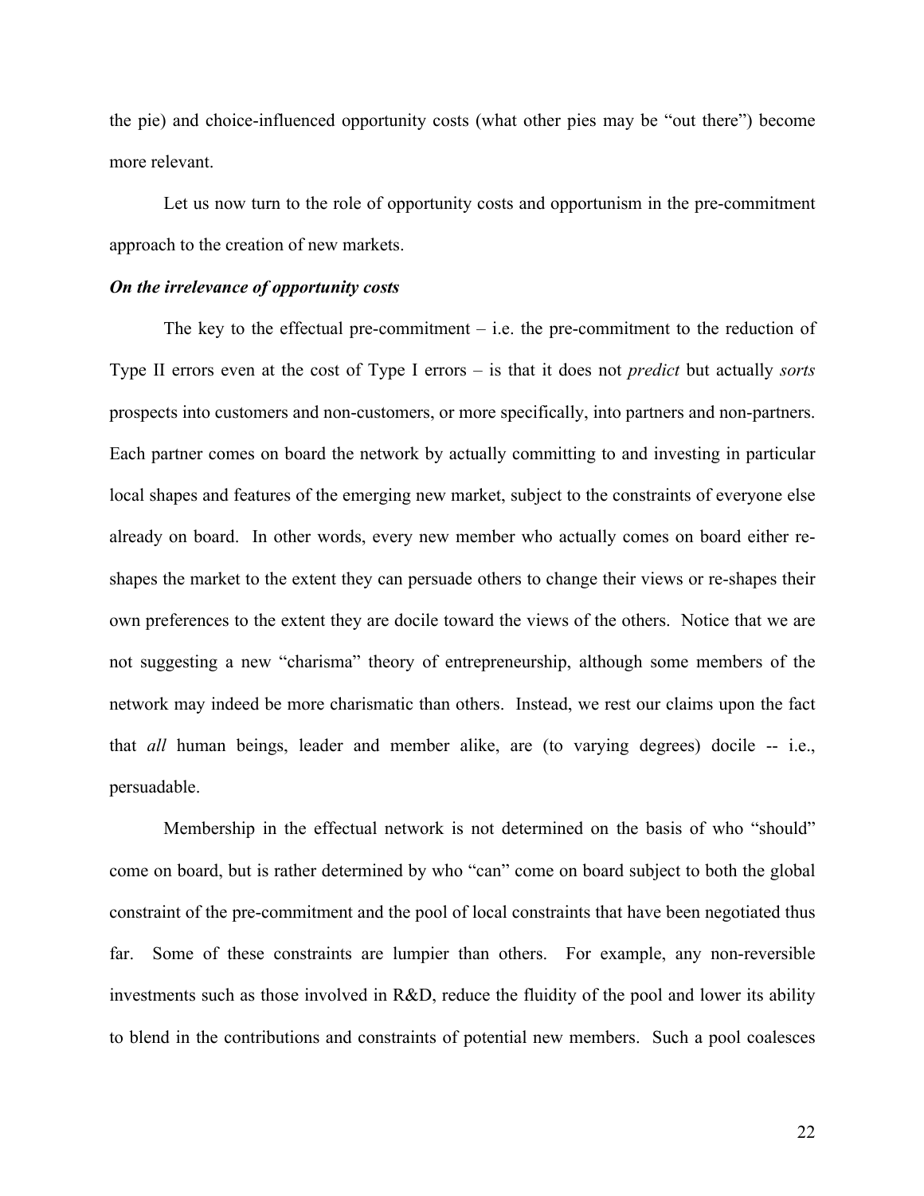the pie) and choice-influenced opportunity costs (what other pies may be "out there") become more relevant.

Let us now turn to the role of opportunity costs and opportunism in the pre-commitment approach to the creation of new markets.

***On the irrelevance of opportunity costs***

The key to the effectual pre-commitment – i.e. the pre-commitment to the reduction of Type II errors even at the cost of Type I errors – is that it does not *predict* but actually *sorts* prospects into customers and non-customers, or more specifically, into partners and non-partners. Each partner comes on board the network by actually committing to and investing in particular local shapes and features of the emerging new market, subject to the constraints of everyone else already on board. In other words, every new member who actually comes on board either re-shapes the market to the extent they can persuade others to change their views or re-shapes their own preferences to the extent they are docile toward the views of the others. Notice that we are not suggesting a new "charisma" theory of entrepreneurship, although some members of the network may indeed be more charismatic than others. Instead, we rest our claims upon the fact that *all* human beings, leader and member alike, are (to varying degrees) docile -- i.e., persuadable.

Membership in the effectual network is not determined on the basis of who "should" come on board, but is rather determined by who "can" come on board subject to both the global constraint of the pre-commitment and the pool of local constraints that have been negotiated thus far. Some of these constraints are lumpier than others. For example, any non-reversible investments such as those involved in R&D, reduce the fluidity of the pool and lower its ability to blend in the contributions and constraints of potential new members. Such a pool coalesces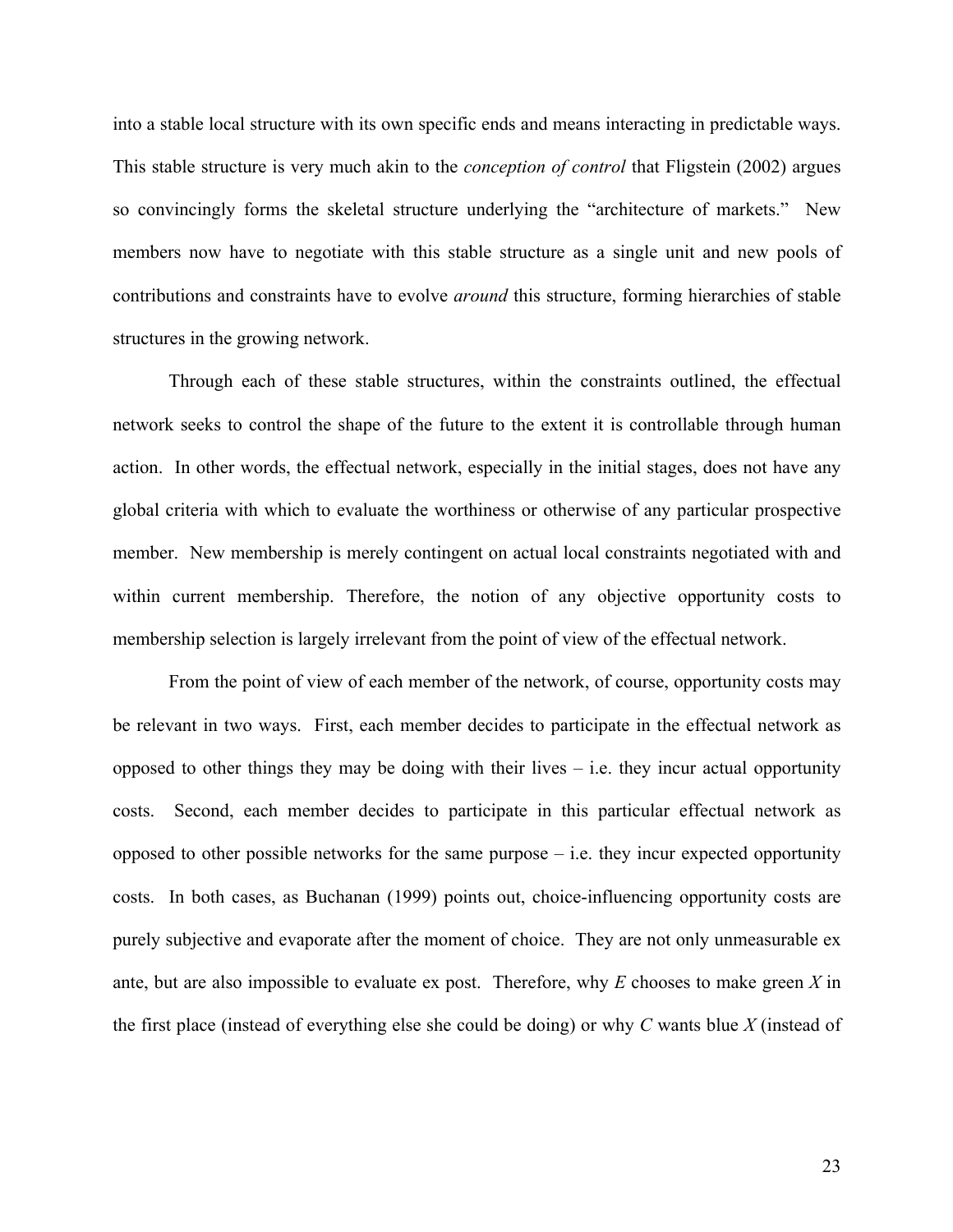into a stable local structure with its own specific ends and means interacting in predictable ways. This stable structure is very much akin to the *conception of control* that Fligstein (2002) argues so convincingly forms the skeletal structure underlying the "architecture of markets." New members now have to negotiate with this stable structure as a single unit and new pools of contributions and constraints have to evolve *around* this structure, forming hierarchies of stable structures in the growing network.

Through each of these stable structures, within the constraints outlined, the effectual network seeks to control the shape of the future to the extent it is controllable through human action. In other words, the effectual network, especially in the initial stages, does not have any global criteria with which to evaluate the worthiness or otherwise of any particular prospective member. New membership is merely contingent on actual local constraints negotiated with and within current membership. Therefore, the notion of any objective opportunity costs to membership selection is largely irrelevant from the point of view of the effectual network.

From the point of view of each member of the network, of course, opportunity costs may be relevant in two ways. First, each member decides to participate in the effectual network as opposed to other things they may be doing with their lives – i.e. they incur actual opportunity costs. Second, each member decides to participate in this particular effectual network as opposed to other possible networks for the same purpose – i.e. they incur expected opportunity costs. In both cases, as Buchanan (1999) points out, choice-influencing opportunity costs are purely subjective and evaporate after the moment of choice. They are not only unmeasurable ex ante, but are also impossible to evaluate ex post. Therefore, why *E* chooses to make green *X* in the first place (instead of everything else she could be doing) or why *C* wants blue *X* (instead of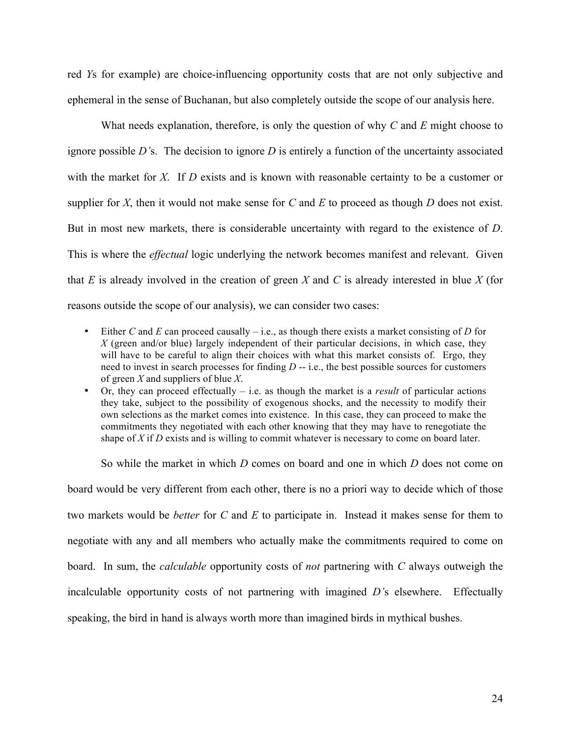red *Y*s for example) are choice-influencing opportunity costs that are not only subjective and ephemeral in the sense of Buchanan, but also completely outside the scope of our analysis here.

What needs explanation, therefore, is only the question of why *C* and *E* might choose to ignore possible *D'*s. The decision to ignore *D* is entirely a function of the uncertainty associated with the market for *X*. If *D* exists and is known with reasonable certainty to be a customer or supplier for *X*, then it would not make sense for *C* and *E* to proceed as though *D* does not exist. But in most new markets, there is considerable uncertainty with regard to the existence of *D*. This is where the *effectual* logic underlying the network becomes manifest and relevant. Given that *E* is already involved in the creation of green *X* and *C* is already interested in blue *X* (for reasons outside the scope of our analysis), we can consider two cases:

- Either *C* and *E* can proceed causally – i.e., as though there exists a market consisting of *D* for *X* (green and/or blue) largely independent of their particular decisions, in which case, they will have to be careful to align their choices with what this market consists of. Ergo, they need to invest in search processes for finding *D* -- i.e., the best possible sources for customers of green *X* and suppliers of blue *X*.
- Or, they can proceed effectually – i.e. as though the market is a *result* of particular actions they take, subject to the possibility of exogenous shocks, and the necessity to modify their own selections as the market comes into existence. In this case, they can proceed to make the commitments they negotiated with each other knowing that they may have to renegotiate the shape of *X* if *D* exists and is willing to commit whatever is necessary to come on board later.

So while the market in which *D* comes on board and one in which *D* does not come on board would be very different from each other, there is no a priori way to decide which of those two markets would be *better* for *C* and *E* to participate in. Instead it makes sense for them to negotiate with any and all members who actually make the commitments required to come on board. In sum, the *calculable* opportunity costs of *not* partnering with *C* always outweigh the incalculable opportunity costs of not partnering with imagined *D'*s elsewhere. Effectually speaking, the bird in hand is always worth more than imagined birds in mythical bushes.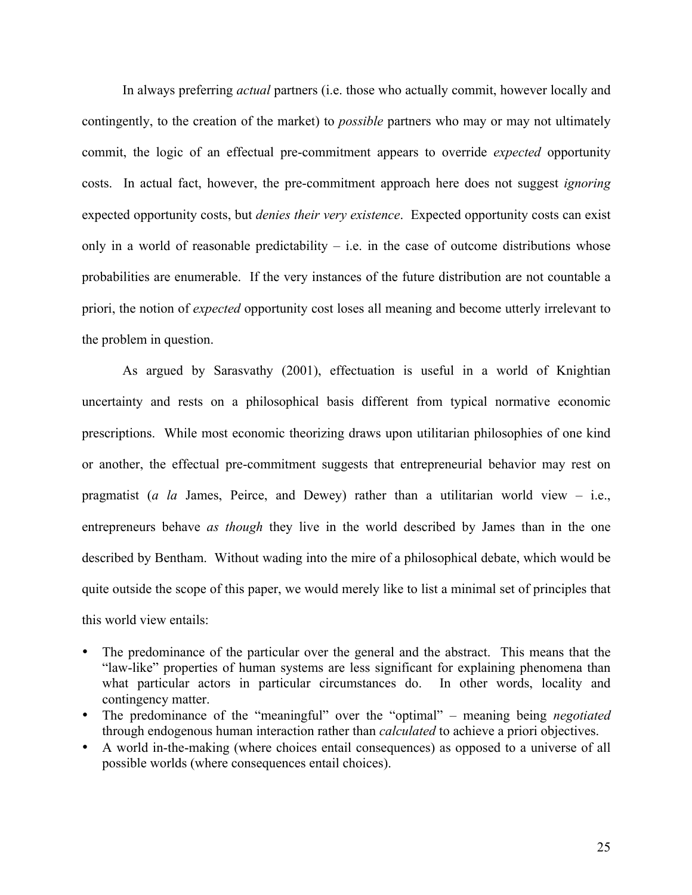In always preferring *actual* partners (i.e. those who actually commit, however locally and contingently, to the creation of the market) to *possible* partners who may or may not ultimately commit, the logic of an effectual pre-commitment appears to override *expected* opportunity costs. In actual fact, however, the pre-commitment approach here does not suggest *ignoring* expected opportunity costs, but *denies their very existence*. Expected opportunity costs can exist only in a world of reasonable predictability – i.e. in the case of outcome distributions whose probabilities are enumerable. If the very instances of the future distribution are not countable a priori, the notion of *expected* opportunity cost loses all meaning and become utterly irrelevant to the problem in question.

As argued by Sarasvathy (2001), effectuation is useful in a world of Knightian uncertainty and rests on a philosophical basis different from typical normative economic prescriptions. While most economic theorizing draws upon utilitarian philosophies of one kind or another, the effectual pre-commitment suggests that entrepreneurial behavior may rest on pragmatist (*a la* James, Peirce, and Dewey) rather than a utilitarian world view – i.e., entrepreneurs behave *as though* they live in the world described by James than in the one described by Bentham. Without wading into the mire of a philosophical debate, which would be quite outside the scope of this paper, we would merely like to list a minimal set of principles that this world view entails:

- The predominance of the particular over the general and the abstract. This means that the "law-like" properties of human systems are less significant for explaining phenomena than what particular actors in particular circumstances do. In other words, locality and contingency matter.
- The predominance of the "meaningful" over the "optimal" – meaning being *negotiated* through endogenous human interaction rather than *calculated* to achieve a priori objectives.
- A world in-the-making (where choices entail consequences) as opposed to a universe of all possible worlds (where consequences entail choices).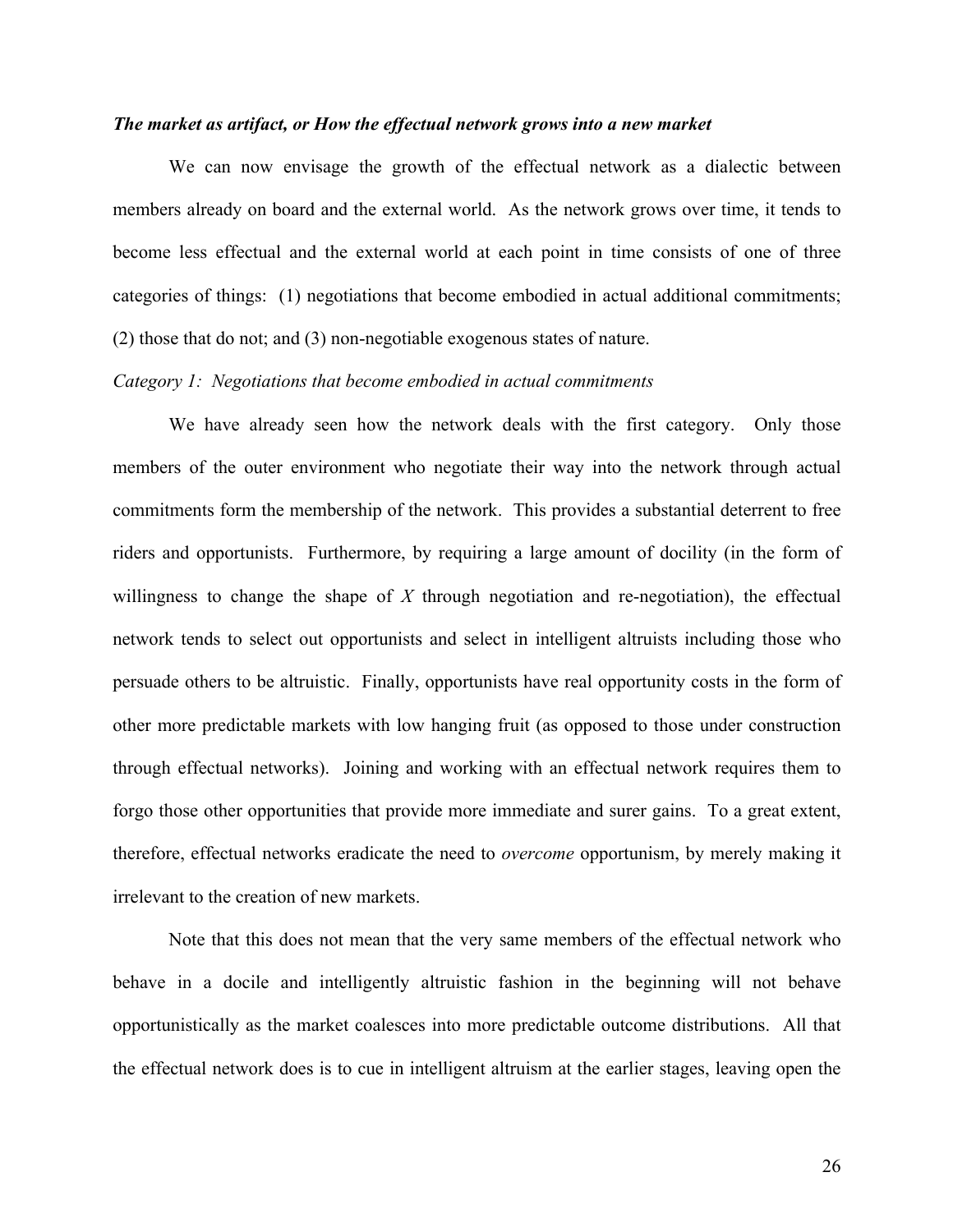### *The market as artifact, or How the effectual network grows into a new market*

We can now envisage the growth of the effectual network as a dialectic between members already on board and the external world. As the network grows over time, it tends to become less effectual and the external world at each point in time consists of one of three categories of things: (1) negotiations that become embodied in actual additional commitments; (2) those that do not; and (3) non-negotiable exogenous states of nature.

*Category 1: Negotiations that become embodied in actual commitments*

We have already seen how the network deals with the first category. Only those members of the outer environment who negotiate their way into the network through actual commitments form the membership of the network. This provides a substantial deterrent to free riders and opportunists. Furthermore, by requiring a large amount of docility (in the form of willingness to change the shape of *X* through negotiation and re-negotiation), the effectual network tends to select out opportunists and select in intelligent altruists including those who persuade others to be altruistic. Finally, opportunists have real opportunity costs in the form of other more predictable markets with low hanging fruit (as opposed to those under construction through effectual networks). Joining and working with an effectual network requires them to forgo those other opportunities that provide more immediate and surer gains. To a great extent, therefore, effectual networks eradicate the need to *overcome* opportunism, by merely making it irrelevant to the creation of new markets.

Note that this does not mean that the very same members of the effectual network who behave in a docile and intelligently altruistic fashion in the beginning will not behave opportunistically as the market coalesces into more predictable outcome distributions. All that the effectual network does is to cue in intelligent altruism at the earlier stages, leaving open the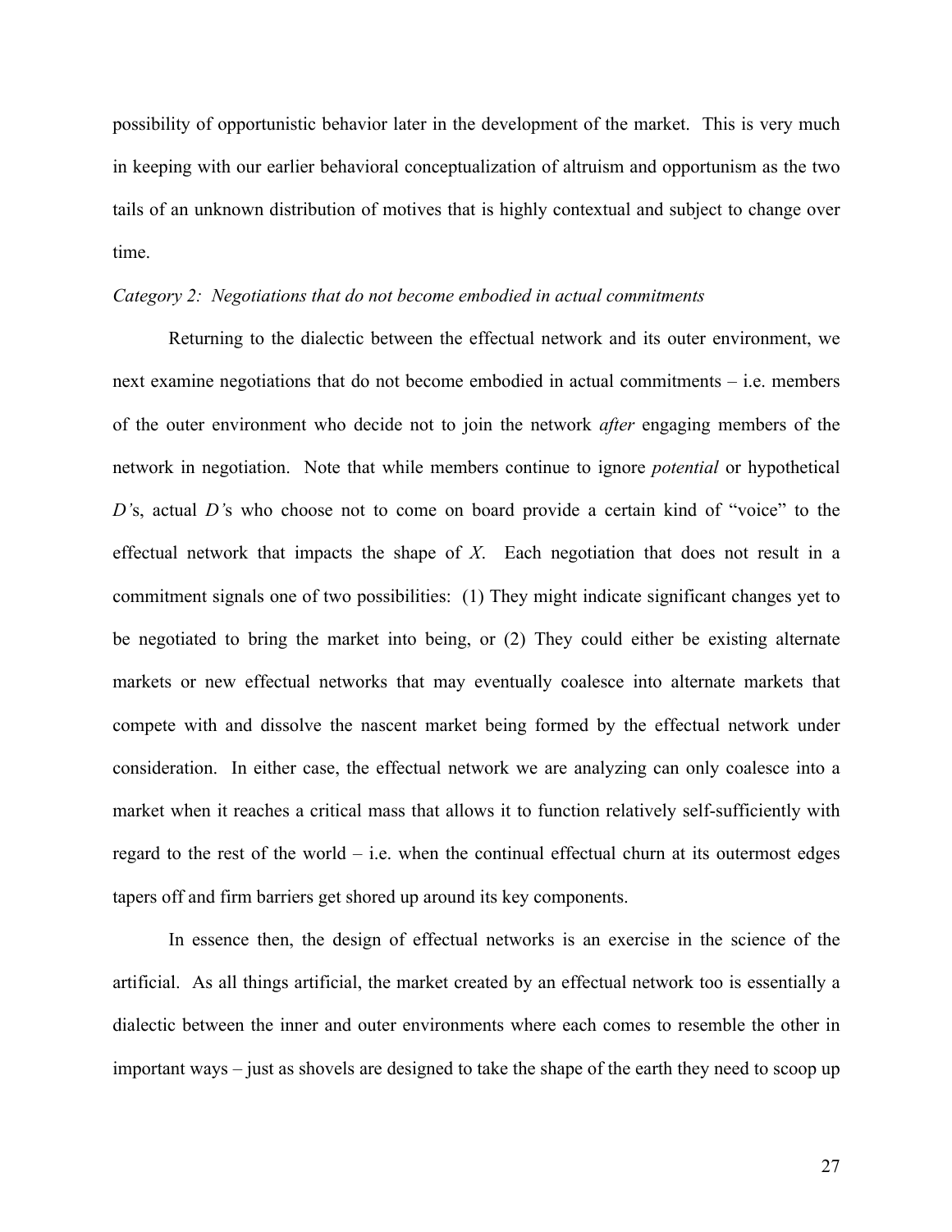possibility of opportunistic behavior later in the development of the market. This is very much in keeping with our earlier behavioral conceptualization of altruism and opportunism as the two tails of an unknown distribution of motives that is highly contextual and subject to change over time.

*Category 2: Negotiations that do not become embodied in actual commitments*

Returning to the dialectic between the effectual network and its outer environment, we next examine negotiations that do not become embodied in actual commitments – i.e. members of the outer environment who decide not to join the network *after* engaging members of the network in negotiation. Note that while members continue to ignore *potential* or hypothetical *D'*s, actual *D'*s who choose not to come on board provide a certain kind of "voice" to the effectual network that impacts the shape of *X*. Each negotiation that does not result in a commitment signals one of two possibilities: (1) They might indicate significant changes yet to be negotiated to bring the market into being, or (2) They could either be existing alternate markets or new effectual networks that may eventually coalesce into alternate markets that compete with and dissolve the nascent market being formed by the effectual network under consideration. In either case, the effectual network we are analyzing can only coalesce into a market when it reaches a critical mass that allows it to function relatively self-sufficiently with regard to the rest of the world – i.e. when the continual effectual churn at its outermost edges tapers off and firm barriers get shored up around its key components.

In essence then, the design of effectual networks is an exercise in the science of the artificial. As all things artificial, the market created by an effectual network too is essentially a dialectic between the inner and outer environments where each comes to resemble the other in important ways – just as shovels are designed to take the shape of the earth they need to scoop up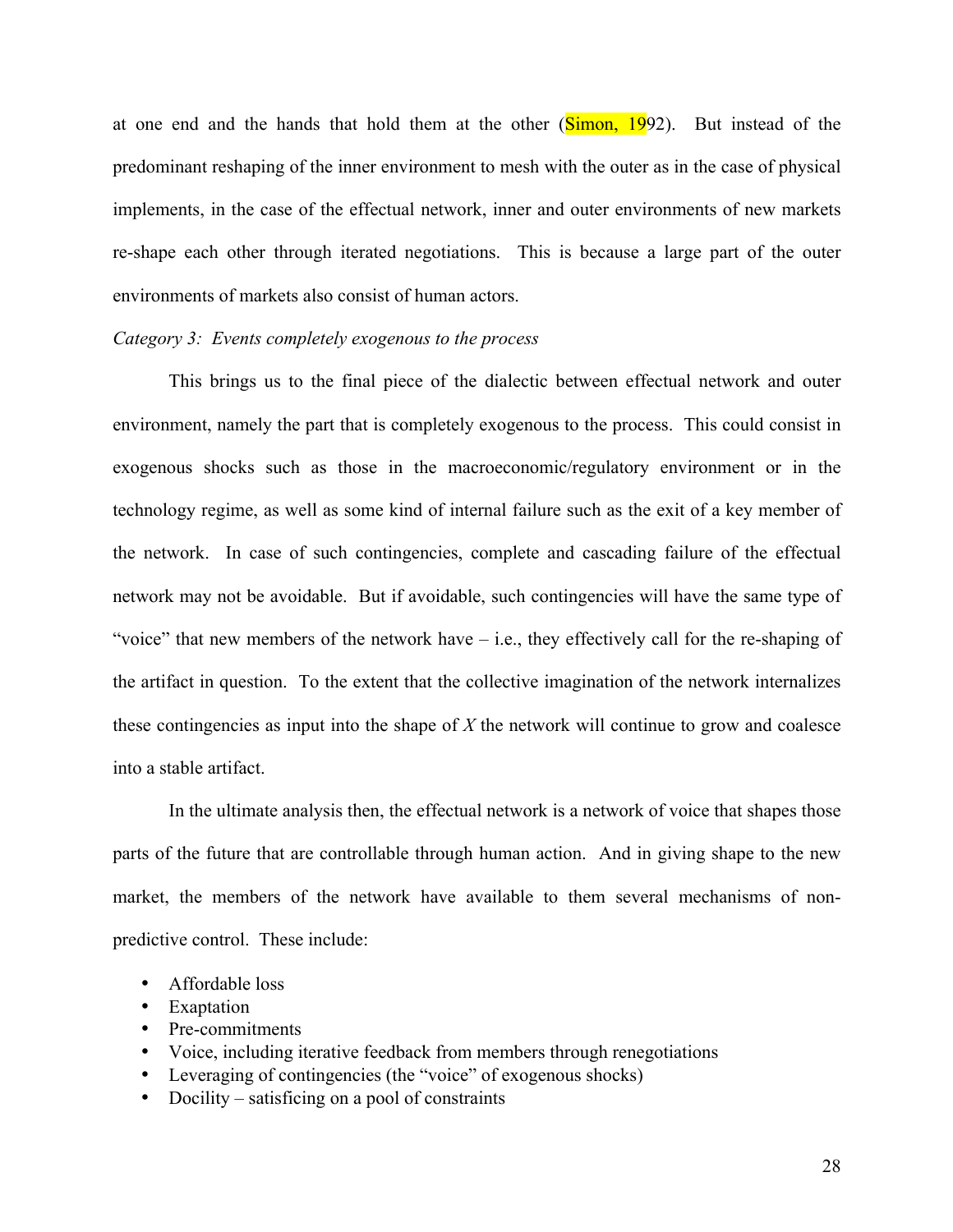at one end and the hands that hold them at the other (Simon, 1992). But instead of the predominant reshaping of the inner environment to mesh with the outer as in the case of physical implements, in the case of the effectual network, inner and outer environments of new markets re-shape each other through iterated negotiations. This is because a large part of the outer environments of markets also consist of human actors.

*Category 3: Events completely exogenous to the process*

This brings us to the final piece of the dialectic between effectual network and outer environment, namely the part that is completely exogenous to the process. This could consist in exogenous shocks such as those in the macroeconomic/regulatory environment or in the technology regime, as well as some kind of internal failure such as the exit of a key member of the network. In case of such contingencies, complete and cascading failure of the effectual network may not be avoidable. But if avoidable, such contingencies will have the same type of "voice" that new members of the network have – i.e., they effectively call for the re-shaping of the artifact in question. To the extent that the collective imagination of the network internalizes these contingencies as input into the shape of *X* the network will continue to grow and coalesce into a stable artifact.

In the ultimate analysis then, the effectual network is a network of voice that shapes those parts of the future that are controllable through human action. And in giving shape to the new market, the members of the network have available to them several mechanisms of non-predictive control. These include:

- Affordable loss
- Exaptation
- Pre-commitments
- Voice, including iterative feedback from members through renegotiations
- Leveraging of contingencies (the "voice" of exogenous shocks)
- Docility – satisficing on a pool of constraints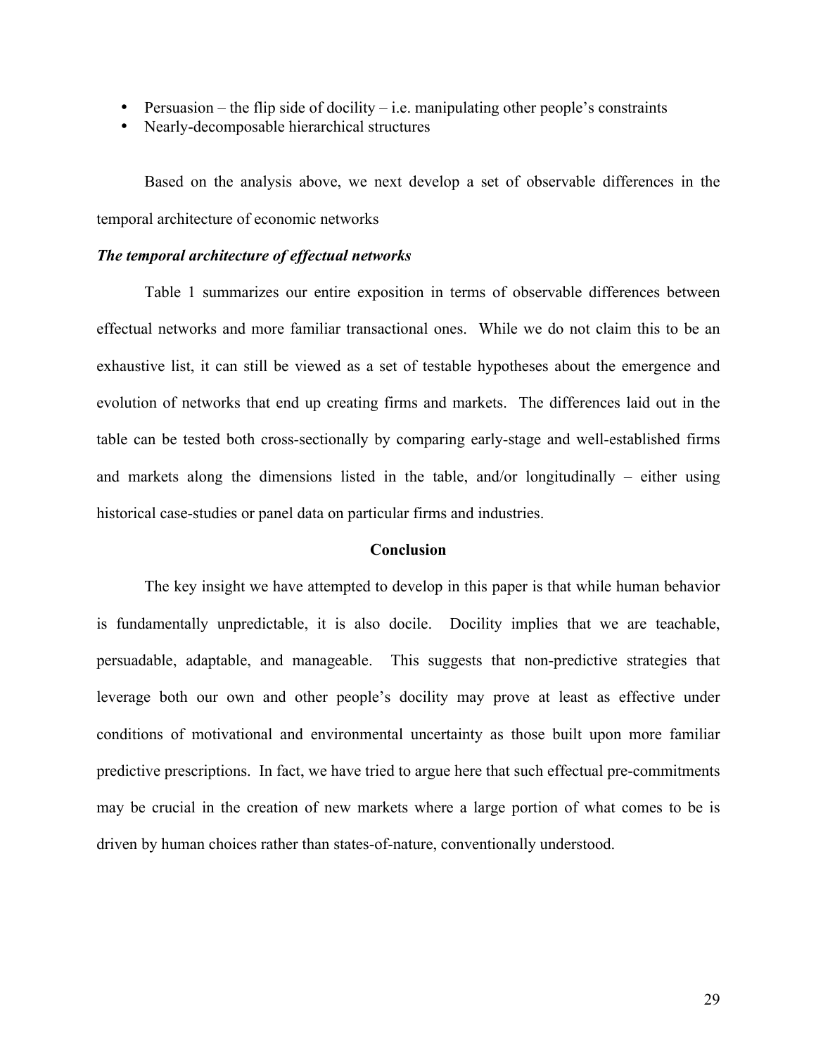- Persuasion – the flip side of docility – i.e. manipulating other people's constraints
- Nearly-decomposable hierarchical structures

Based on the analysis above, we next develop a set of observable differences in the temporal architecture of economic networks

***The temporal architecture of effectual networks***

Table 1 summarizes our entire exposition in terms of observable differences between effectual networks and more familiar transactional ones. While we do not claim this to be an exhaustive list, it can still be viewed as a set of testable hypotheses about the emergence and evolution of networks that end up creating firms and markets. The differences laid out in the table can be tested both cross-sectionally by comparing early-stage and well-established firms and markets along the dimensions listed in the table, and/or longitudinally – either using historical case-studies or panel data on particular firms and industries.

## Conclusion

The key insight we have attempted to develop in this paper is that while human behavior is fundamentally unpredictable, it is also docile. Docility implies that we are teachable, persuadable, adaptable, and manageable. This suggests that non-predictive strategies that leverage both our own and other people's docility may prove at least as effective under conditions of motivational and environmental uncertainty as those built upon more familiar predictive prescriptions. In fact, we have tried to argue here that such effectual pre-commitments may be crucial in the creation of new markets where a large portion of what comes to be is driven by human choices rather than states-of-nature, conventionally understood.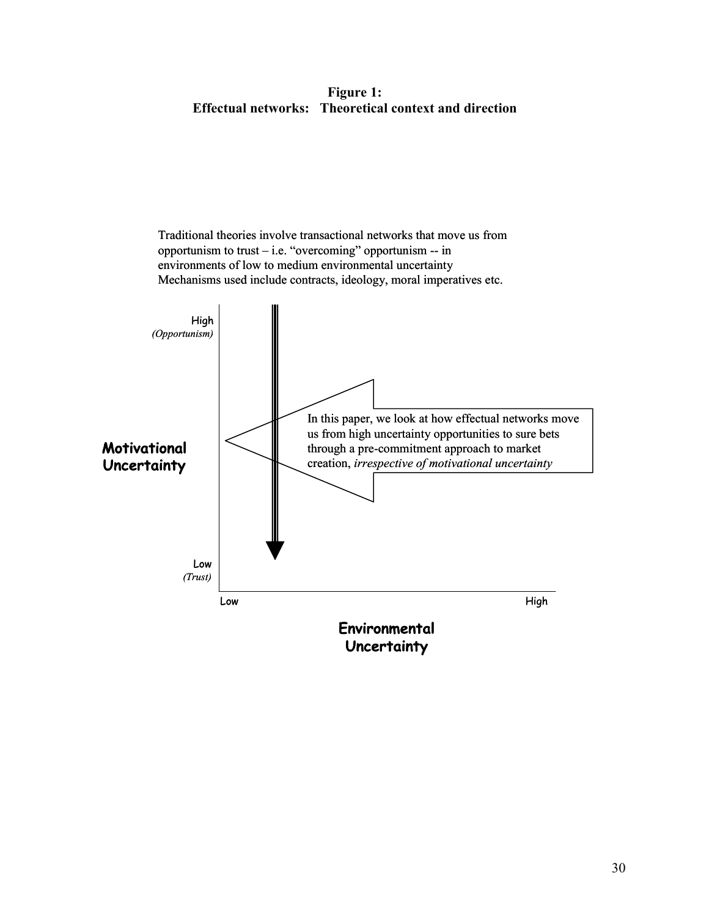**Figure 1:**
**Effectual networks: Theoretical context and direction**

Traditional theories involve transactional networks that move us from opportunism to trust – i.e. "overcoming" opportunism -- in environments of low to medium environmental uncertainty Mechanisms used include contracts, ideology, moral imperatives etc.

High
*(Opportunism)*

**Motivational Uncertainty**

Low
*(Trust)*

In this paper, we look at how effectual networks move us from high uncertainty opportunities to sure bets through a pre-commitment approach to market creation, *irrespective of motivational uncertainty*

Low High

**Environmental Uncertainty**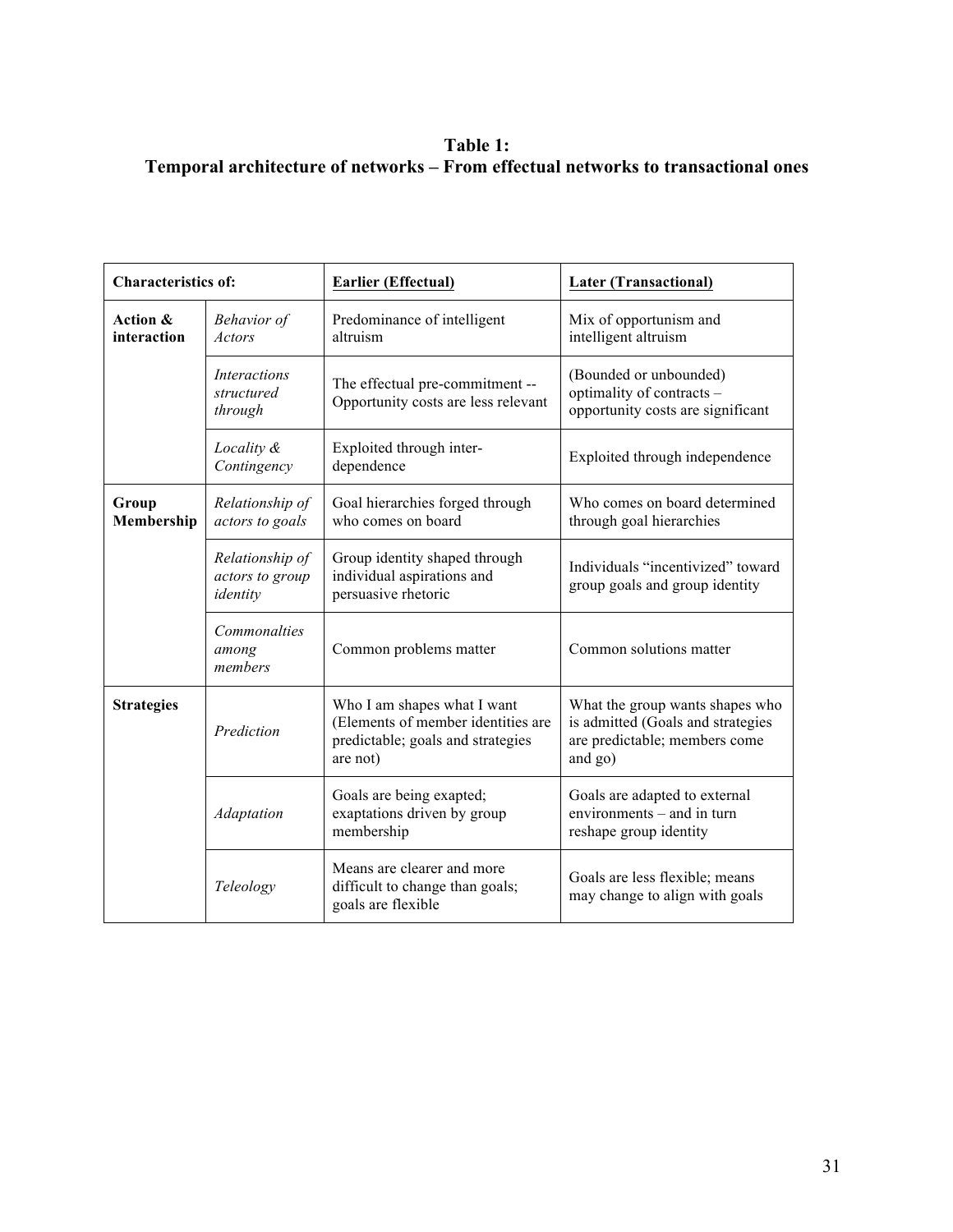**Table 1:**
**Temporal architecture of networks – From effectual networks to transactional ones**

| **Characteristics of:** | | **Earlier (Effectual)** | **Later (Transactional)** |
|---|---|---|---|
| **Action & interaction** | *Behavior of Actors* | Predominance of intelligent altruism | Mix of opportunism and intelligent altruism |
| | *Interactions structured through* | The effectual pre-commitment -- Opportunity costs are less relevant | (Bounded or unbounded) optimality of contracts – opportunity costs are significant |
| | *Locality & Contingency* | Exploited through inter-dependence | Exploited through independence |
| **Group Membership** | *Relationship of actors to goals* | Goal hierarchies forged through who comes on board | Who comes on board determined through goal hierarchies |
| | *Relationship of actors to group identity* | Group identity shaped through individual aspirations and persuasive rhetoric | Individuals "incentivized" toward group goals and group identity |
| | *Commonalties among members* | Common problems matter | Common solutions matter |
| **Strategies** | *Prediction* | Who I am shapes what I want (Elements of member identities are predictable; goals and strategies are not) | What the group wants shapes who is admitted (Goals and strategies are predictable; members come and go) |
| | *Adaptation* | Goals are being exapted; exaptations driven by group membership | Goals are adapted to external environments – and in turn reshape group identity |
| | *Teleology* | Means are clearer and more difficult to change than goals; goals are flexible | Goals are less flexible; means may change to align with goals |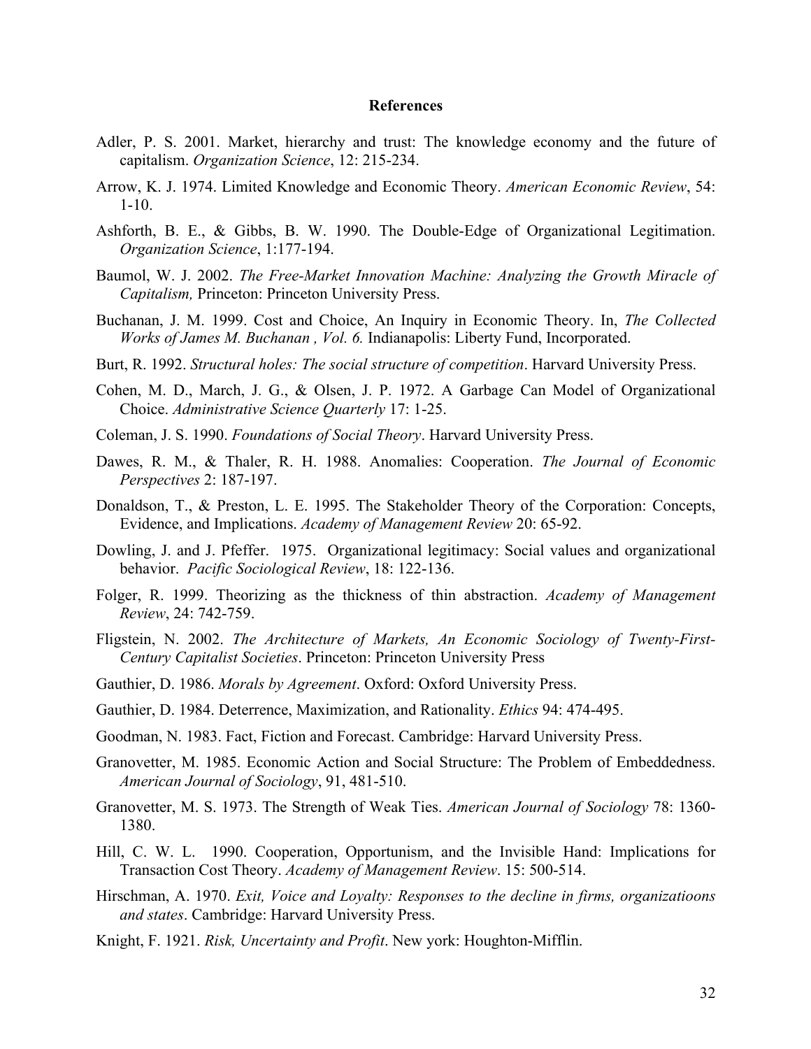## References

Adler, P. S. 2001. Market, hierarchy and trust: The knowledge economy and the future of capitalism. *Organization Science*, 12: 215-234.

Arrow, K. J. 1974. Limited Knowledge and Economic Theory. *American Economic Review*, 54: 1-10.

Ashforth, B. E., & Gibbs, B. W. 1990. The Double-Edge of Organizational Legitimation. *Organization Science*, 1:177-194.

Baumol, W. J. 2002. *The Free-Market Innovation Machine: Analyzing the Growth Miracle of Capitalism,* Princeton: Princeton University Press.

Buchanan, J. M. 1999. Cost and Choice, An Inquiry in Economic Theory. In, *The Collected Works of James M. Buchanan , Vol. 6.* Indianapolis: Liberty Fund, Incorporated.

Burt, R. 1992. *Structural holes: The social structure of competition*. Harvard University Press.

Cohen, M. D., March, J. G., & Olsen, J. P. 1972. A Garbage Can Model of Organizational Choice. *Administrative Science Quarterly* 17: 1-25.

Coleman, J. S. 1990. *Foundations of Social Theory*. Harvard University Press.

Dawes, R. M., & Thaler, R. H. 1988. Anomalies: Cooperation. *The Journal of Economic Perspectives* 2: 187-197.

Donaldson, T., & Preston, L. E. 1995. The Stakeholder Theory of the Corporation: Concepts, Evidence, and Implications. *Academy of Management Review* 20: 65-92.

Dowling, J. and J. Pfeffer. 1975. Organizational legitimacy: Social values and organizational behavior. *Pacific Sociological Review*, 18: 122-136.

Folger, R. 1999. Theorizing as the thickness of thin abstraction. *Academy of Management Review*, 24: 742-759.

Fligstein, N. 2002. *The Architecture of Markets, An Economic Sociology of Twenty-First-Century Capitalist Societies*. Princeton: Princeton University Press

Gauthier, D. 1986. *Morals by Agreement*. Oxford: Oxford University Press.

Gauthier, D. 1984. Deterrence, Maximization, and Rationality. *Ethics* 94: 474-495.

Goodman, N. 1983. Fact, Fiction and Forecast. Cambridge: Harvard University Press.

Granovetter, M. 1985. Economic Action and Social Structure: The Problem of Embeddedness. *American Journal of Sociology*, 91, 481-510.

Granovetter, M. S. 1973. The Strength of Weak Ties. *American Journal of Sociology* 78: 1360-1380.

Hill, C. W. L. 1990. Cooperation, Opportunism, and the Invisible Hand: Implications for Transaction Cost Theory. *Academy of Management Review*. 15: 500-514.

Hirschman, A. 1970. *Exit, Voice and Loyalty: Responses to the decline in firms, organizatioons and states*. Cambridge: Harvard University Press.

Knight, F. 1921. *Risk, Uncertainty and Profit*. New york: Houghton-Mifflin.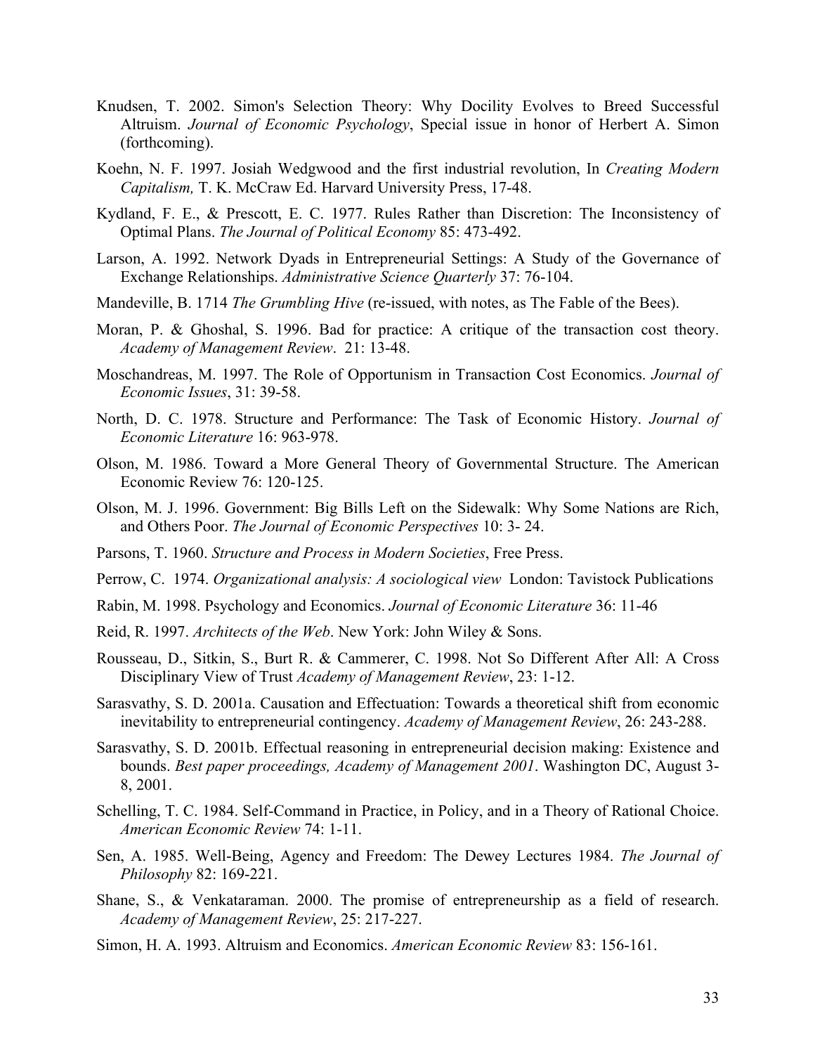Knudsen, T. 2002. Simon's Selection Theory: Why Docility Evolves to Breed Successful Altruism. *Journal of Economic Psychology*, Special issue in honor of Herbert A. Simon (forthcoming).

Koehn, N. F. 1997. Josiah Wedgwood and the first industrial revolution, In *Creating Modern Capitalism,* T. K. McCraw Ed. Harvard University Press, 17-48.

Kydland, F. E., & Prescott, E. C. 1977. Rules Rather than Discretion: The Inconsistency of Optimal Plans. *The Journal of Political Economy* 85: 473-492.

Larson, A. 1992. Network Dyads in Entrepreneurial Settings: A Study of the Governance of Exchange Relationships. *Administrative Science Quarterly* 37: 76-104.

Mandeville, B. 1714 *The Grumbling Hive* (re-issued, with notes, as The Fable of the Bees).

Moran, P. & Ghoshal, S. 1996. Bad for practice: A critique of the transaction cost theory. *Academy of Management Review*. 21: 13-48.

Moschandreas, M. 1997. The Role of Opportunism in Transaction Cost Economics. *Journal of Economic Issues*, 31: 39-58.

North, D. C. 1978. Structure and Performance: The Task of Economic History. *Journal of Economic Literature* 16: 963-978.

Olson, M. 1986. Toward a More General Theory of Governmental Structure. The American Economic Review 76: 120-125.

Olson, M. J. 1996. Government: Big Bills Left on the Sidewalk: Why Some Nations are Rich, and Others Poor. *The Journal of Economic Perspectives* 10: 3- 24.

Parsons, T. 1960. *Structure and Process in Modern Societies*, Free Press.

Perrow, C. 1974. *Organizational analysis: A sociological view* London: Tavistock Publications

Rabin, M. 1998. Psychology and Economics. *Journal of Economic Literature* 36: 11-46

Reid, R. 1997. *Architects of the Web*. New York: John Wiley & Sons.

Rousseau, D., Sitkin, S., Burt R. & Cammerer, C. 1998. Not So Different After All: A Cross Disciplinary View of Trust *Academy of Management Review*, 23: 1-12.

Sarasvathy, S. D. 2001a. Causation and Effectuation: Towards a theoretical shift from economic inevitability to entrepreneurial contingency. *Academy of Management Review*, 26: 243-288.

Sarasvathy, S. D. 2001b. Effectual reasoning in entrepreneurial decision making: Existence and bounds. *Best paper proceedings, Academy of Management 2001*. Washington DC, August 3-8, 2001.

Schelling, T. C. 1984. Self-Command in Practice, in Policy, and in a Theory of Rational Choice. *American Economic Review* 74: 1-11.

Sen, A. 1985. Well-Being, Agency and Freedom: The Dewey Lectures 1984. *The Journal of Philosophy* 82: 169-221.

Shane, S., & Venkataraman. 2000. The promise of entrepreneurship as a field of research. *Academy of Management Review*, 25: 217-227.

Simon, H. A. 1993. Altruism and Economics. *American Economic Review* 83: 156-161.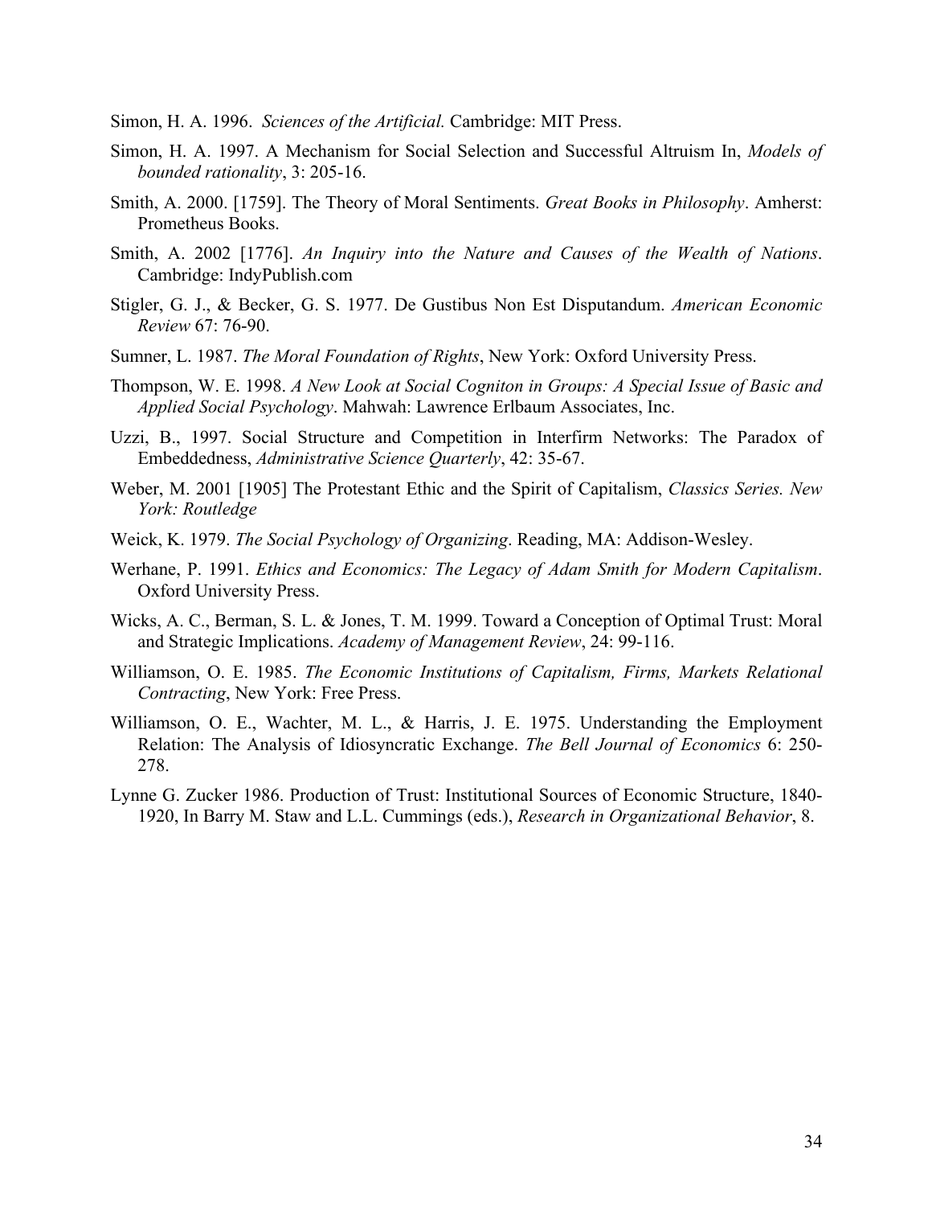Simon, H. A. 1996. *Sciences of the Artificial.* Cambridge: MIT Press.

Simon, H. A. 1997. A Mechanism for Social Selection and Successful Altruism In, *Models of bounded rationality*, 3: 205-16.

Smith, A. 2000. [1759]. The Theory of Moral Sentiments. *Great Books in Philosophy*. Amherst: Prometheus Books.

Smith, A. 2002 [1776]. *An Inquiry into the Nature and Causes of the Wealth of Nations*. Cambridge: IndyPublish.com

Stigler, G. J., & Becker, G. S. 1977. De Gustibus Non Est Disputandum. *American Economic Review* 67: 76-90.

Sumner, L. 1987. *The Moral Foundation of Rights*, New York: Oxford University Press.

Thompson, W. E. 1998. *A New Look at Social Cogniton in Groups: A Special Issue of Basic and Applied Social Psychology*. Mahwah: Lawrence Erlbaum Associates, Inc.

Uzzi, B., 1997. Social Structure and Competition in Interfirm Networks: The Paradox of Embeddedness, *Administrative Science Quarterly*, 42: 35-67.

Weber, M. 2001 [1905] The Protestant Ethic and the Spirit of Capitalism, *Classics Series. New York: Routledge*

Weick, K. 1979. *The Social Psychology of Organizing*. Reading, MA: Addison-Wesley.

Werhane, P. 1991. *Ethics and Economics: The Legacy of Adam Smith for Modern Capitalism*. Oxford University Press.

Wicks, A. C., Berman, S. L. & Jones, T. M. 1999. Toward a Conception of Optimal Trust: Moral and Strategic Implications. *Academy of Management Review*, 24: 99-116.

Williamson, O. E. 1985. *The Economic Institutions of Capitalism, Firms, Markets Relational Contracting*, New York: Free Press.

Williamson, O. E., Wachter, M. L., & Harris, J. E. 1975. Understanding the Employment Relation: The Analysis of Idiosyncratic Exchange. *The Bell Journal of Economics* 6: 250-278.

Lynne G. Zucker 1986. Production of Trust: Institutional Sources of Economic Structure, 1840-1920, In Barry M. Staw and L.L. Cummings (eds.), *Research in Organizational Behavior*, 8.